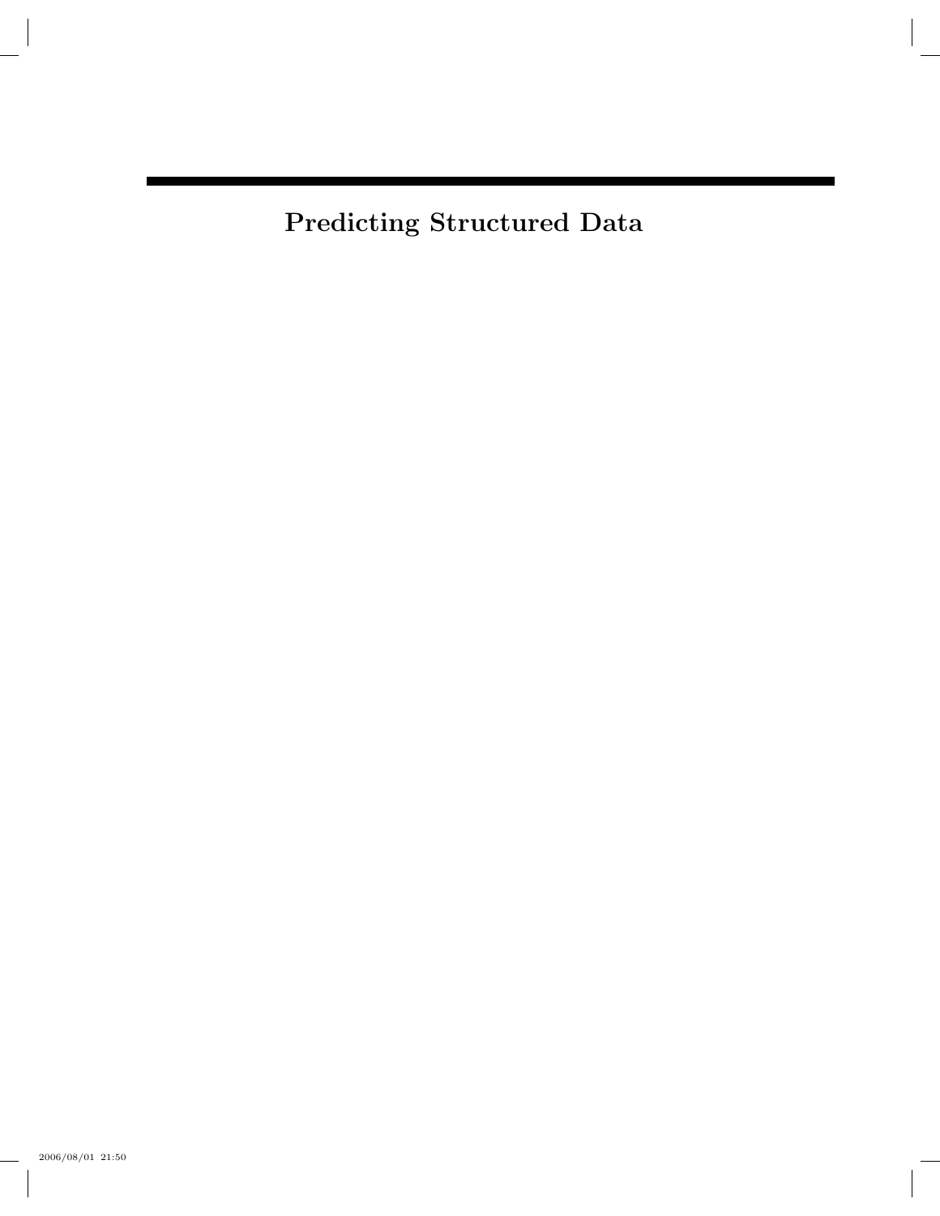# Predicting Structured Data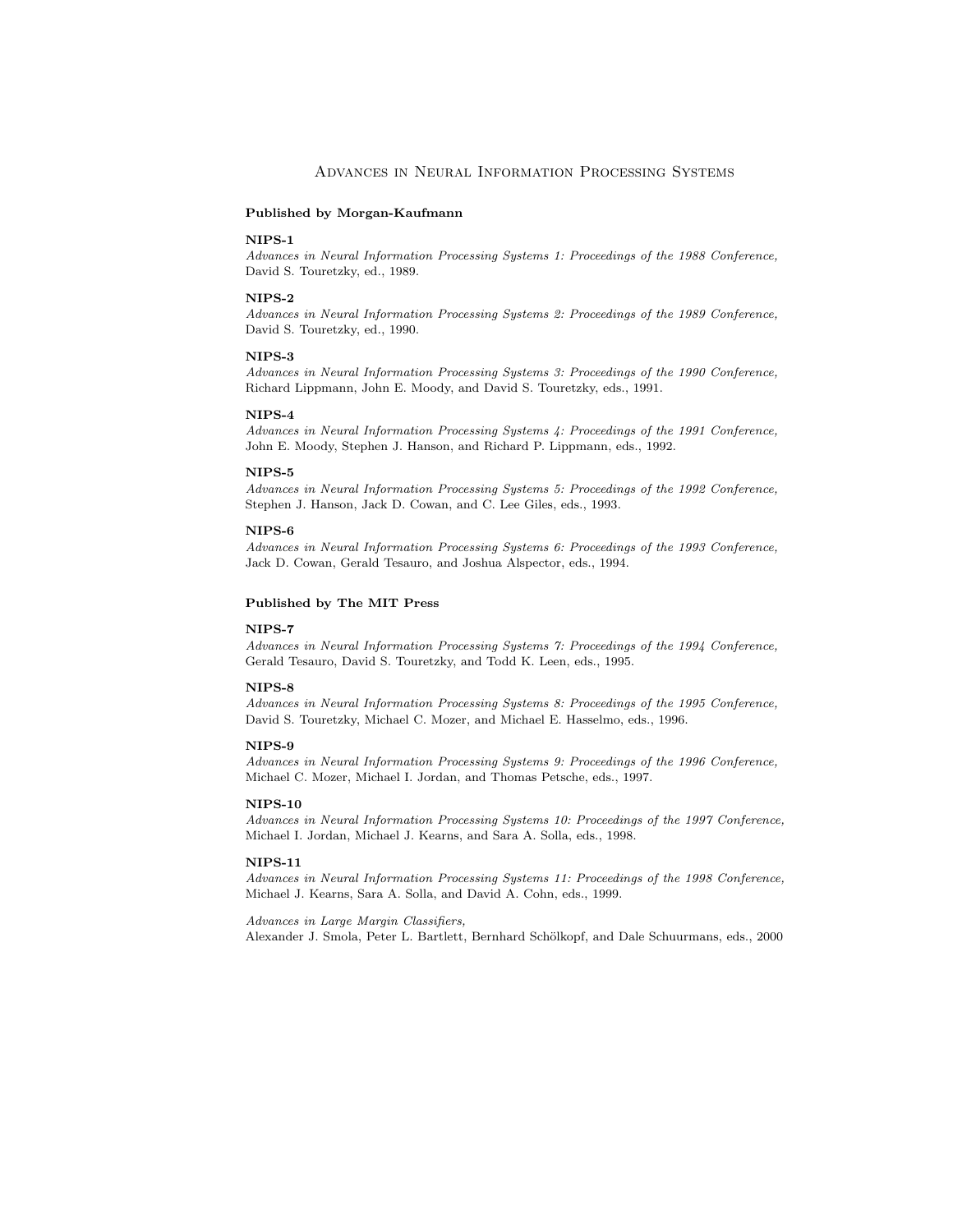# Advances in Neural Information Processing Systems

**Published by Morgan-Kaufmann**

**NIPS-1**
*Advances in Neural Information Processing Systems 1: Proceedings of the 1988 Conference,*
David S. Touretzky, ed., 1989.

**NIPS-2**
*Advances in Neural Information Processing Systems 2: Proceedings of the 1989 Conference,*
David S. Touretzky, ed., 1990.

**NIPS-3**
*Advances in Neural Information Processing Systems 3: Proceedings of the 1990 Conference,*
Richard Lippmann, John E. Moody, and David S. Touretzky, eds., 1991.

**NIPS-4**
*Advances in Neural Information Processing Systems 4: Proceedings of the 1991 Conference,*
John E. Moody, Stephen J. Hanson, and Richard P. Lippmann, eds., 1992.

**NIPS-5**
*Advances in Neural Information Processing Systems 5: Proceedings of the 1992 Conference,*
Stephen J. Hanson, Jack D. Cowan, and C. Lee Giles, eds., 1993.

**NIPS-6**
*Advances in Neural Information Processing Systems 6: Proceedings of the 1993 Conference,*
Jack D. Cowan, Gerald Tesauro, and Joshua Alspector, eds., 1994.

**Published by The MIT Press**

**NIPS-7**
*Advances in Neural Information Processing Systems 7: Proceedings of the 1994 Conference,*
Gerald Tesauro, David S. Touretzky, and Todd K. Leen, eds., 1995.

**NIPS-8**
*Advances in Neural Information Processing Systems 8: Proceedings of the 1995 Conference,*
David S. Touretzky, Michael C. Mozer, and Michael E. Hasselmo, eds., 1996.

**NIPS-9**
*Advances in Neural Information Processing Systems 9: Proceedings of the 1996 Conference,*
Michael C. Mozer, Michael I. Jordan, and Thomas Petsche, eds., 1997.

**NIPS-10**
*Advances in Neural Information Processing Systems 10: Proceedings of the 1997 Conference,*
Michael I. Jordan, Michael J. Kearns, and Sara A. Solla, eds., 1998.

**NIPS-11**
*Advances in Neural Information Processing Systems 11: Proceedings of the 1998 Conference,*
Michael J. Kearns, Sara A. Solla, and David A. Cohn, eds., 1999.

*Advances in Large Margin Classifiers,*
Alexander J. Smola, Peter L. Bartlett, Bernhard Schölkopf, and Dale Schuurmans, eds., 2000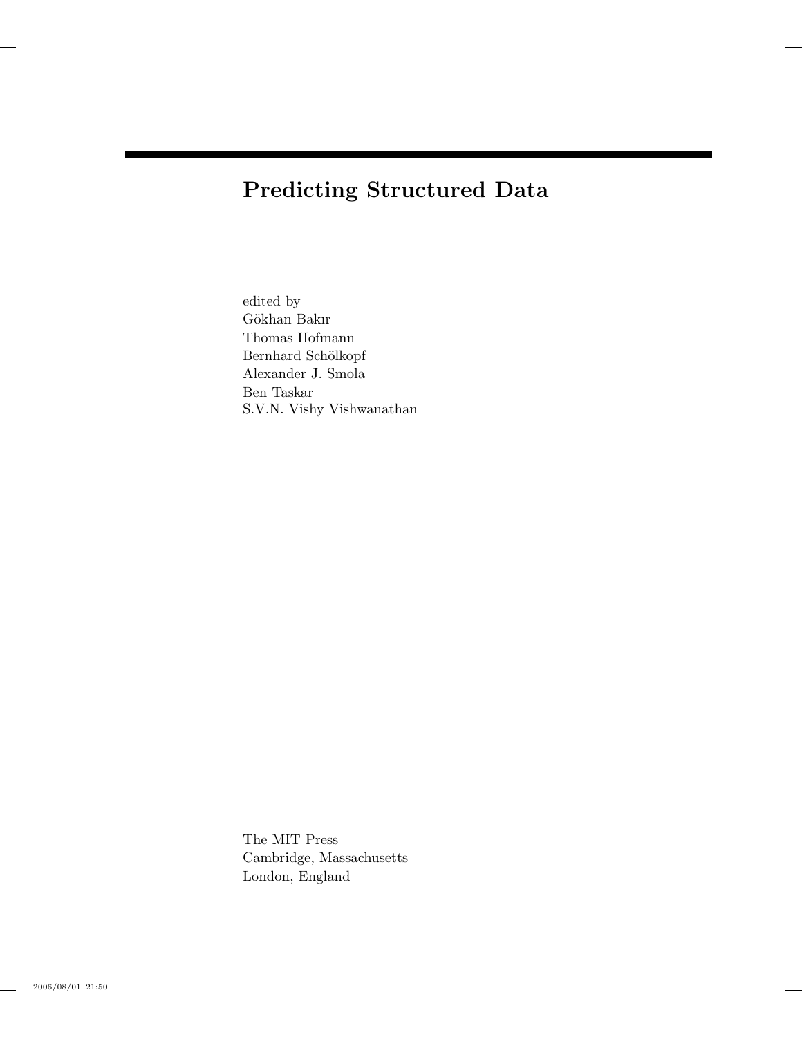# Predicting Structured Data

edited by
Gökhan Bakır
Thomas Hofmann
Bernhard Schölkopf
Alexander J. Smola
Ben Taskar
S.V.N. Vishy Vishwanathan

The MIT Press
Cambridge, Massachusetts
London, England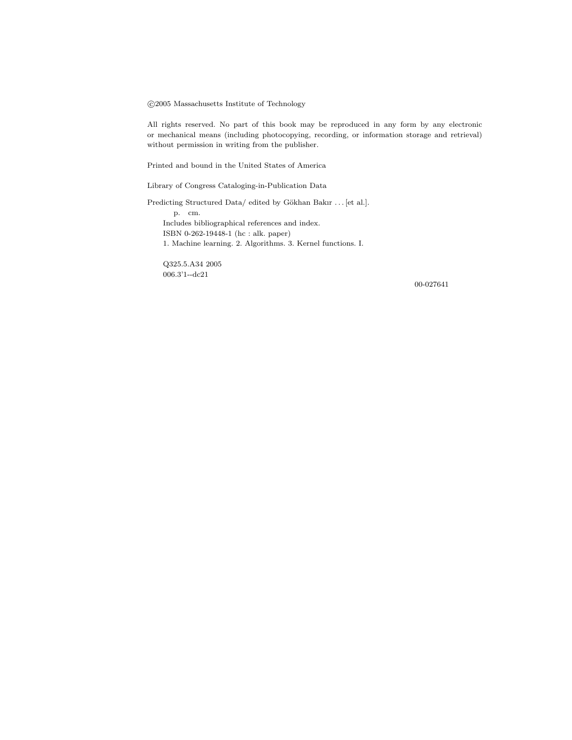©2005 Massachusetts Institute of Technology

All rights reserved. No part of this book may be reproduced in any form by any electronic or mechanical means (including photocopying, recording, or information storage and retrieval) without permission in writing from the publisher.

Printed and bound in the United States of America

Library of Congress Cataloging-in-Publication Data

Predicting Structured Data/ edited by Gökhan Bakır . . . [et al.].
p. cm.
Includes bibliographical references and index.
ISBN 0-262-19448-1 (hc : alk. paper)
1. Machine learning. 2. Algorithms. 3. Kernel functions. I.

Q325.5.A34 2005
006.3'1--dc21

00-027641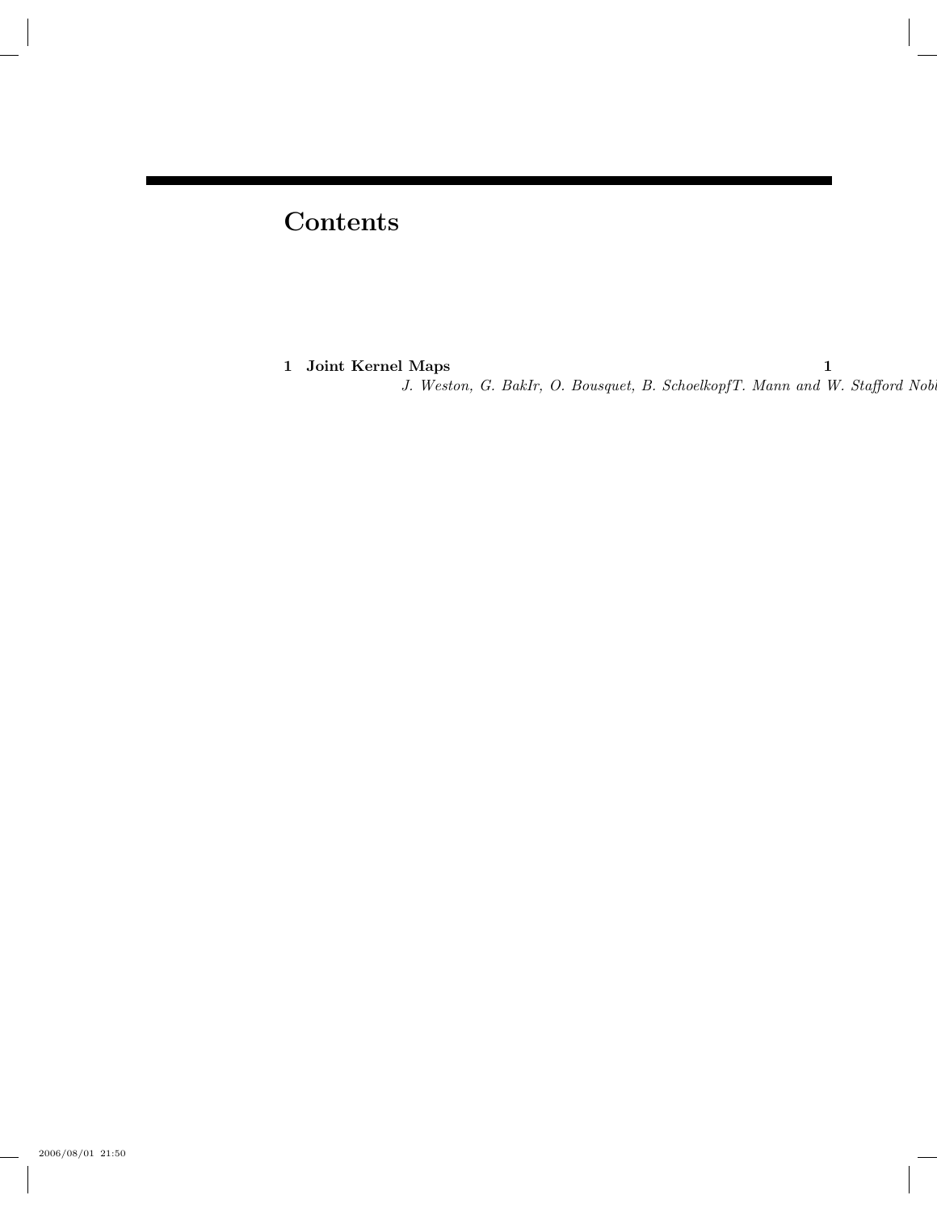# Contents

**1 Joint Kernel Maps** **1**

*J. Weston, G. BakIr, O. Bousquet, B. SchoelkopfT. Mann and W. Stafford Nob*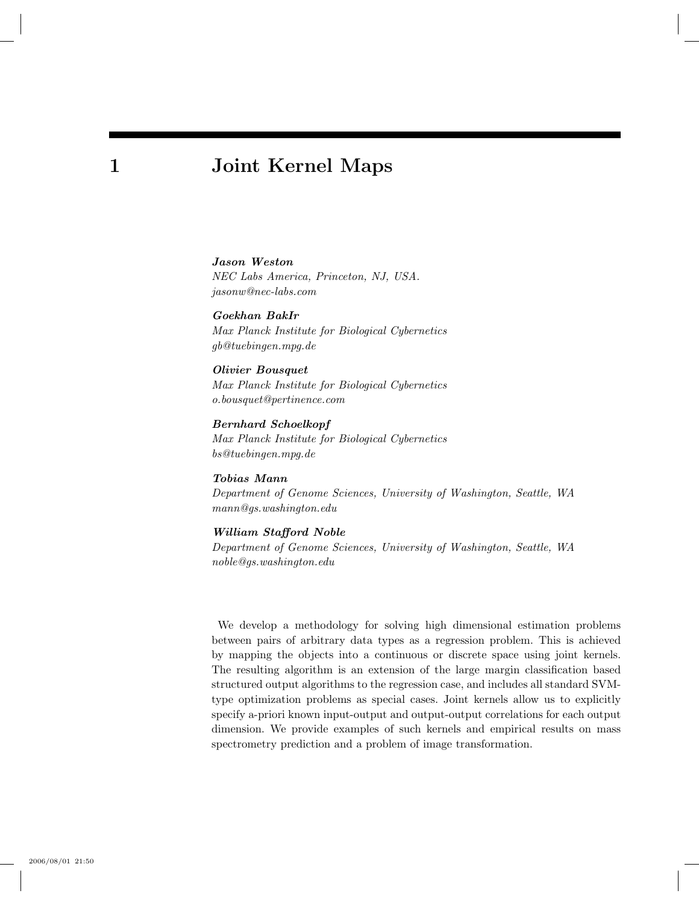# 1 Joint Kernel Maps

***Jason Weston***
*NEC Labs America, Princeton, NJ, USA.*
*jasonw@nec-labs.com*

***Goekhan BakIr***
*Max Planck Institute for Biological Cybernetics*
*gb@tuebingen.mpg.de*

***Olivier Bousquet***
*Max Planck Institute for Biological Cybernetics*
*o.bousquet@pertinence.com*

***Bernhard Schoelkopf***
*Max Planck Institute for Biological Cybernetics*
*bs@tuebingen.mpg.de*

***Tobias Mann***
*Department of Genome Sciences, University of Washington, Seattle, WA*
*mann@gs.washington.edu*

***William Stafford Noble***
*Department of Genome Sciences, University of Washington, Seattle, WA*
*noble@gs.washington.edu*

We develop a methodology for solving high dimensional estimation problems between pairs of arbitrary data types as a regression problem. This is achieved by mapping the objects into a continuous or discrete space using joint kernels. The resulting algorithm is an extension of the large margin classification based structured output algorithms to the regression case, and includes all standard SVM-type optimization problems as special cases. Joint kernels allow us to explicitly specify a-priori known input-output and output-output correlations for each output dimension. We provide examples of such kernels and empirical results on mass spectrometry prediction and a problem of image transformation.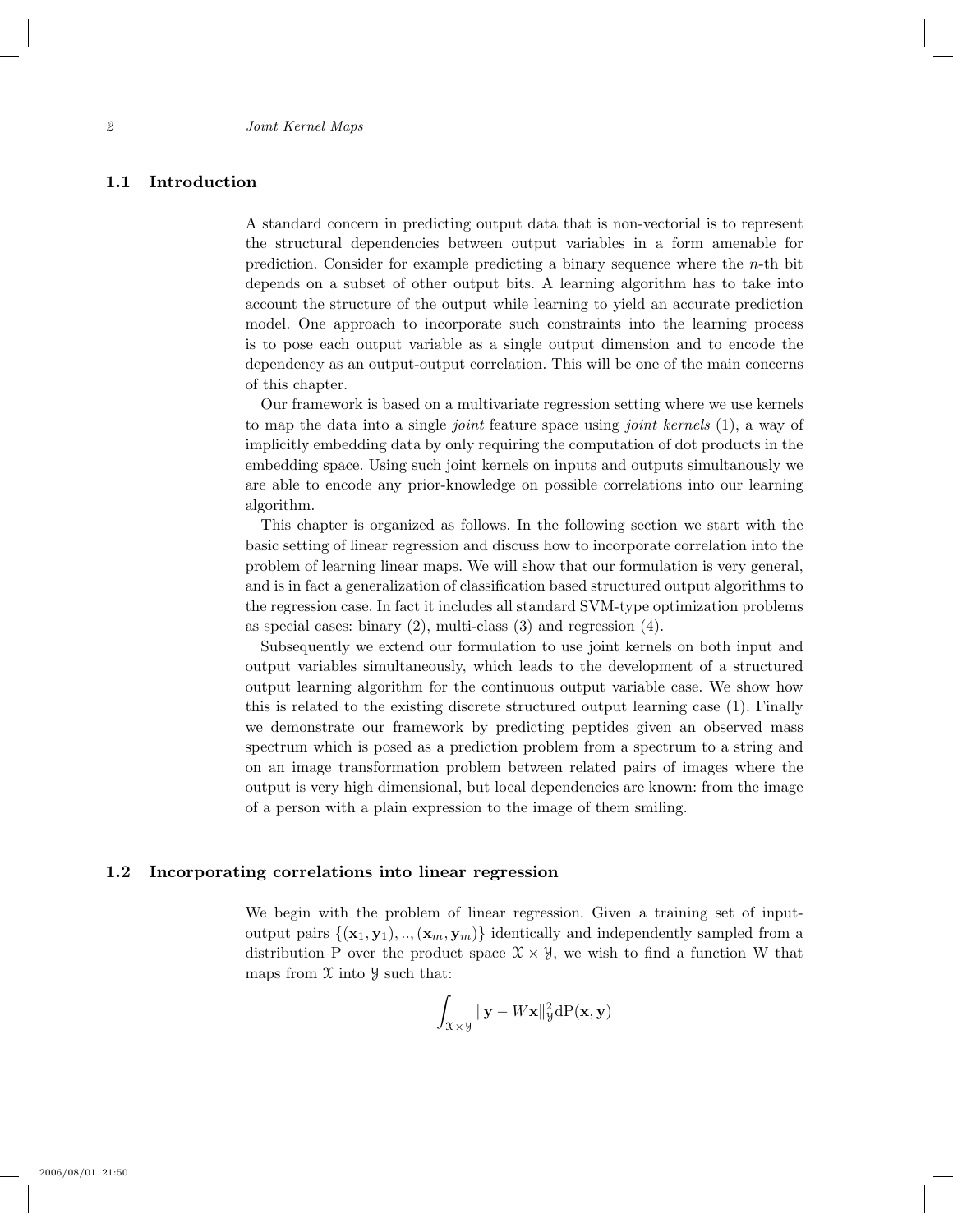## 1.1 Introduction

A standard concern in predicting output data that is non-vectorial is to represent the structural dependencies between output variables in a form amenable for prediction. Consider for example predicting a binary sequence where the $n$-th bit depends on a subset of other output bits. A learning algorithm has to take into account the structure of the output while learning to yield an accurate prediction model. One approach to incorporate such constraints into the learning process is to pose each output variable as a single output dimension and to encode the dependency as an output-output correlation. This will be one of the main concerns of this chapter.

Our framework is based on a multivariate regression setting where we use kernels to map the data into a single *joint* feature space using *joint kernels* (1), a way of implicitly embedding data by only requiring the computation of dot products in the embedding space. Using such joint kernels on inputs and outputs simultanously we are able to encode any prior-knowledge on possible correlations into our learning algorithm.

This chapter is organized as follows. In the following section we start with the basic setting of linear regression and discuss how to incorporate correlation into the problem of learning linear maps. We will show that our formulation is very general, and is in fact a generalization of classification based structured output algorithms to the regression case. In fact it includes all standard SVM-type optimization problems as special cases: binary (2), multi-class (3) and regression (4).

Subsequently we extend our formulation to use joint kernels on both input and output variables simultaneously, which leads to the development of a structured output learning algorithm for the continuous output variable case. We show how this is related to the existing discrete structured output learning case (1). Finally we demonstrate our framework by predicting peptides given an observed mass spectrum which is posed as a prediction problem from a spectrum to a string and on an image transformation problem between related pairs of images where the output is very high dimensional, but local dependencies are known: from the image of a person with a plain expression to the image of them smiling.

## 1.2 Incorporating correlations into linear regression

We begin with the problem of linear regression. Given a training set of input-output pairs $\{(\mathbf{x}_1, \mathbf{y}_1), .., (\mathbf{x}_m, \mathbf{y}_m)\}$ identically and independently sampled from a distribution P over the product space $\mathcal{X} \times \mathcal{Y}$, we wish to find a function W that maps from $\mathcal{X}$ into $\mathcal{Y}$ such that:

$$\int_{\mathcal{X} \times \mathcal{Y}} \|\mathbf{y} - W\mathbf{x}\|_{\mathcal{Y}}^2 \mathrm{dP}(\mathbf{x}, \mathbf{y})$$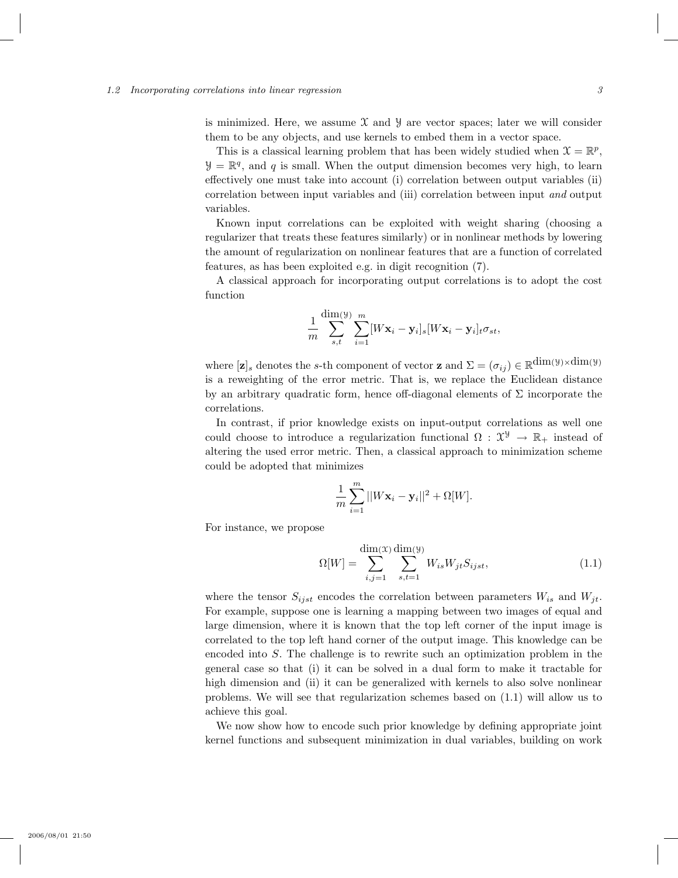is minimized. Here, we assume $\mathcal{X}$ and $\mathcal{Y}$ are vector spaces; later we will consider them to be any objects, and use kernels to embed them in a vector space.

This is a classical learning problem that has been widely studied when $\mathcal{X} = \mathbb{R}^p$, $\mathcal{Y} = \mathbb{R}^q$, and $q$ is small. When the output dimension becomes very high, to learn effectively one must take into account (i) correlation between output variables (ii) correlation between input variables and (iii) correlation between input *and* output variables.

Known input correlations can be exploited with weight sharing (choosing a regularizer that treats these features similarly) or in nonlinear methods by lowering the amount of regularization on nonlinear features that are a function of correlated features, as has been exploited e.g. in digit recognition (7).

A classical approach for incorporating output correlations is to adopt the cost function

$$\frac{1}{m}\sum_{s,t}^{\dim(\mathcal{Y})}\sum_{i=1}^{m}[W\mathbf{x}_i - \mathbf{y}_i]_s[W\mathbf{x}_i - \mathbf{y}_i]_t\sigma_{st},$$

where $[\mathbf{z}]_s$ denotes the $s$-th component of vector $\mathbf{z}$ and $\Sigma = (\sigma_{ij}) \in \mathbb{R}^{\dim(\mathcal{Y})\times\dim(\mathcal{Y})}$ is a reweighting of the error metric. That is, we replace the Euclidean distance by an arbitrary quadratic form, hence off-diagonal elements of $\Sigma$ incorporate the correlations.

In contrast, if prior knowledge exists on input-output correlations as well one could choose to introduce a regularization functional $\Omega : \mathcal{X}^{\mathcal{Y}} \to \mathbb{R}_+$ instead of altering the used error metric. Then, a classical approach to minimization scheme could be adopted that minimizes

$$\frac{1}{m}\sum_{i=1}^{m}||W\mathbf{x}_i - \mathbf{y}_i||^2 + \Omega[W].$$

For instance, we propose

$$\Omega[W] = \sum_{i,j=1}^{\dim(\mathcal{X})}\sum_{s,t=1}^{\dim(\mathcal{Y})} W_{is}W_{jt}S_{ijst}, \tag{1.1}$$

where the tensor $S_{ijst}$ encodes the correlation between parameters $W_{is}$ and $W_{jt}$. For example, suppose one is learning a mapping between two images of equal and large dimension, where it is known that the top left corner of the input image is correlated to the top left hand corner of the output image. This knowledge can be encoded into $S$. The challenge is to rewrite such an optimization problem in the general case so that (i) it can be solved in a dual form to make it tractable for high dimension and (ii) it can be generalized with kernels to also solve nonlinear problems. We will see that regularization schemes based on (1.1) will allow us to achieve this goal.

We now show how to encode such prior knowledge by defining appropriate joint kernel functions and subsequent minimization in dual variables, building on work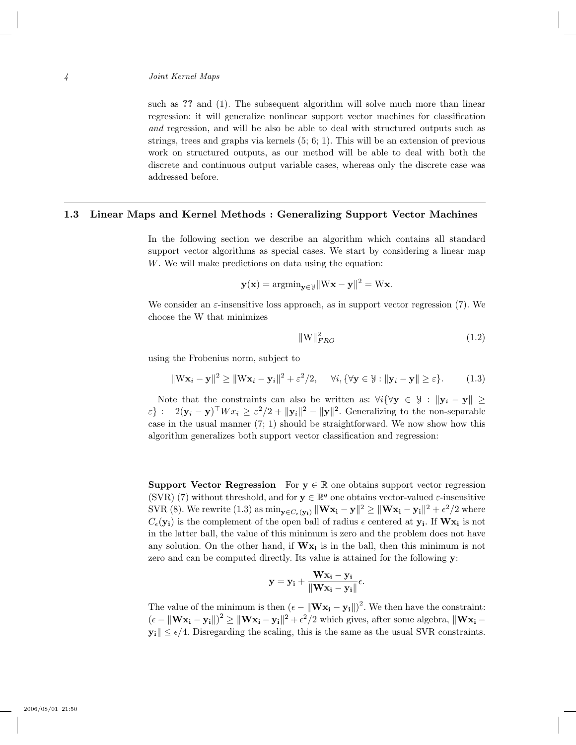such as **??** and (1). The subsequent algorithm will solve much more than linear regression: it will generalize nonlinear support vector machines for classification *and* regression, and will be also be able to deal with structured outputs such as strings, trees and graphs via kernels (5; 6; 1). This will be an extension of previous work on structured outputs, as our method will be able to deal with both the discrete and continuous output variable cases, whereas only the discrete case was addressed before.

## 1.3 Linear Maps and Kernel Methods : Generalizing Support Vector Machines

In the following section we describe an algorithm which contains all standard support vector algorithms as special cases. We start by considering a linear map $W$. We will make predictions on data using the equation:

$$\mathbf{y}(\mathbf{x}) = \text{argmin}_{\mathbf{y}\in\mathcal{Y}} \|\mathrm{W}\mathbf{x} - \mathbf{y}\|^2 = \mathrm{W}\mathbf{x}.$$

We consider an $\varepsilon$-insensitive loss approach, as in support vector regression (7). We choose the W that minimizes

$$\|\mathrm{W}\|^2_{FRO} \tag{1.2}$$

using the Frobenius norm, subject to

$$\|\mathrm{W}\mathbf{x}_i - \mathbf{y}\|^2 \geq \|\mathrm{W}\mathbf{x}_i - \mathbf{y}_i\|^2 + \varepsilon^2/2, \quad \forall i, \{\forall \mathbf{y} \in \mathcal{Y} : \|\mathbf{y}_i - \mathbf{y}\| \geq \varepsilon\}. \tag{1.3}$$

Note that the constraints can also be written as: $\forall i \{\forall \mathbf{y} \in \mathcal{Y} : \|\mathbf{y}_i - \mathbf{y}\| \geq \varepsilon\} : \quad 2(\mathbf{y}_i - \mathbf{y})^\top W x_i \geq \varepsilon^2/2 + \|\mathbf{y}_i\|^2 - \|\mathbf{y}\|^2$. Generalizing to the non-separable case in the usual manner (7; 1) should be straightforward. We now show how this algorithm generalizes both support vector classification and regression:

**Support Vector Regression** For $\mathbf{y} \in \mathbb{R}$ one obtains support vector regression (SVR) (7) without threshold, and for $\mathbf{y} \in \mathbb{R}^q$ one obtains vector-valued $\varepsilon$-insensitive SVR (8). We rewrite (1.3) as $\min_{\mathbf{y}\in C_\epsilon(\mathbf{y_i})} \|\mathbf{Wx_i} - \mathbf{y}\|^2 \geq \|\mathbf{Wx_i} - \mathbf{y_i}\|^2 + \epsilon^2/2$ where $C_\epsilon(\mathbf{y_i})$ is the complement of the open ball of radius $\epsilon$ centered at $\mathbf{y_i}$. If $\mathbf{Wx_i}$ is not in the latter ball, the value of this minimum is zero and the problem does not have any solution. On the other hand, if $\mathbf{Wx_i}$ is in the ball, then this minimum is not zero and can be computed directly. Its value is attained for the following $\mathbf{y}$:

$$\mathbf{y} = \mathbf{y_i} + \frac{\mathbf{Wx_i} - \mathbf{y_i}}{\|\mathbf{Wx_i} - \mathbf{y_i}\|}\epsilon.$$

The value of the minimum is then $(\epsilon - \|\mathbf{Wx_i} - \mathbf{y_i}\|)^2$. We then have the constraint: $(\epsilon - \|\mathbf{Wx_i} - \mathbf{y_i}\|)^2 \geq \|\mathbf{Wx_i} - \mathbf{y_i}\|^2 + \epsilon^2/2$ which gives, after some algebra, $\|\mathbf{Wx_i} - \mathbf{y_i}\| \leq \epsilon/4$. Disregarding the scaling, this is the same as the usual SVR constraints.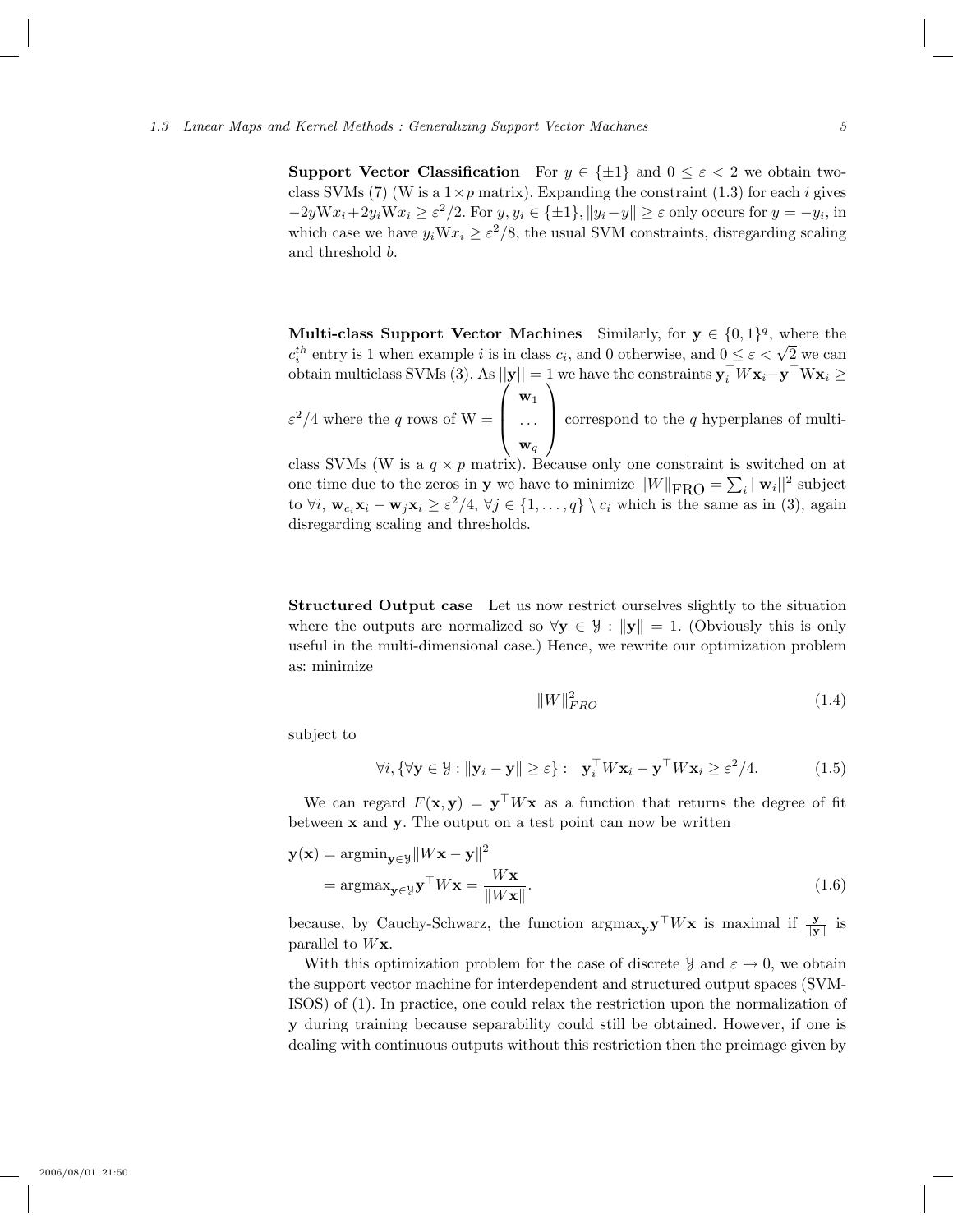**Support Vector Classification** For $y \in \{\pm 1\}$ and $0 \leq \varepsilon < 2$ we obtain two-class SVMs (7) (W is a $1 \times p$ matrix). Expanding the constraint (1.3) for each $i$ gives $-2y\mathrm{W}x_i + 2y_i\mathrm{W}x_i \geq \varepsilon^2/2$. For $y, y_i \in \{\pm 1\}, \|y_i - y\| \geq \varepsilon$ only occurs for $y = -y_i$, in which case we have $y_i\mathrm{W}x_i \geq \varepsilon^2/8$, the usual SVM constraints, disregarding scaling and threshold $b$.

**Multi-class Support Vector Machines** Similarly, for $\mathbf{y} \in \{0,1\}^q$, where the $c_i^{th}$ entry is 1 when example $i$ is in class $c_i$, and 0 otherwise, and $0 \leq \varepsilon < \sqrt{2}$ we can obtain multiclass SVMs (3). As $||\mathbf{y}|| = 1$ we have the constraints $\mathbf{y}_i^\top W\mathbf{x}_i - \mathbf{y}^\top \mathrm{W}\mathbf{x}_i \geq \varepsilon^2/4$ where the $q$ rows of $\mathrm{W} = \begin{pmatrix} \mathbf{w}_1 \\ \dots \\ \mathbf{w}_q \end{pmatrix}$ correspond to the $q$ hyperplanes of multi-class SVMs (W is a $q \times p$ matrix). Because only one constraint is switched on at one time due to the zeros in $\mathbf{y}$ we have to minimize $\|W\|_{\mathrm{FRO}} = \sum_i ||\mathbf{w}_i||^2$ subject to $\forall i$, $\mathbf{w}_{c_i}\mathbf{x}_i - \mathbf{w}_j\mathbf{x}_i \geq \varepsilon^2/4$, $\forall j \in \{1, \dots, q\} \setminus c_i$ which is the same as in (3), again disregarding scaling and thresholds.

**Structured Output case** Let us now restrict ourselves slightly to the situation where the outputs are normalized so $\forall \mathbf{y} \in \mathcal{Y} : \|\mathbf{y}\| = 1$. (Obviously this is only useful in the multi-dimensional case.) Hence, we rewrite our optimization problem as: minimize

$$\|W\|_{FRO}^2 \tag{1.4}$$

subject to

$$\forall i, \{\forall \mathbf{y} \in \mathcal{Y} : \|\mathbf{y}_i - \mathbf{y}\| \geq \varepsilon\} : \quad \mathbf{y}_i^\top W\mathbf{x}_i - \mathbf{y}^\top W\mathbf{x}_i \geq \varepsilon^2/4. \tag{1.5}$$

We can regard $F(\mathbf{x}, \mathbf{y}) = \mathbf{y}^\top W\mathbf{x}$ as a function that returns the degree of fit between $\mathbf{x}$ and $\mathbf{y}$. The output on a test point can now be written

$$\begin{aligned}\mathbf{y}(\mathbf{x}) &= \mathrm{argmin}_{\mathbf{y} \in \mathcal{Y}} \|W\mathbf{x} - \mathbf{y}\|^2 \\ &= \mathrm{argmax}_{\mathbf{y} \in \mathcal{Y}} \mathbf{y}^\top W\mathbf{x} = \frac{W\mathbf{x}}{\|W\mathbf{x}\|}.\end{aligned} \tag{1.6}$$

because, by Cauchy-Schwarz, the function $\mathrm{argmax}_{\mathbf{y}} \mathbf{y}^\top W\mathbf{x}$ is maximal if $\frac{\mathbf{y}}{\|\mathbf{y}\|}$ is parallel to $W\mathbf{x}$.

With this optimization problem for the case of discrete $\mathcal{Y}$ and $\varepsilon \to 0$, we obtain the support vector machine for interdependent and structured output spaces (SVM-ISOS) of (1). In practice, one could relax the restriction upon the normalization of $\mathbf{y}$ during training because separability could still be obtained. However, if one is dealing with continuous outputs without this restriction then the preimage given by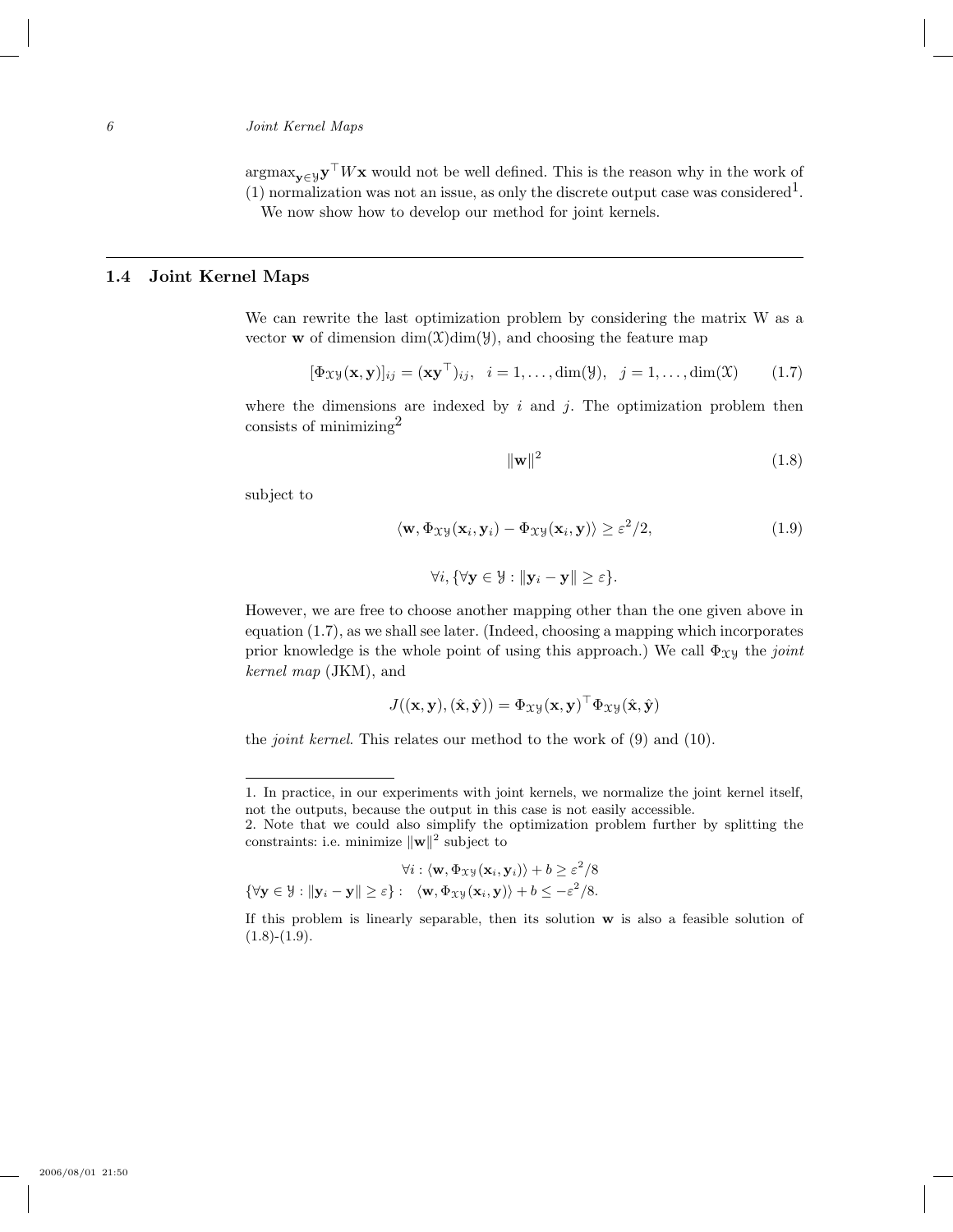$\text{argmax}_{\mathbf{y}\in\mathcal{Y}}\mathbf{y}^\top W\mathbf{x}$ would not be well defined. This is the reason why in the work of (1) normalization was not an issue, as only the discrete output case was considered[1].

We now show how to develop our method for joint kernels.

## 1.4 Joint Kernel Maps

We can rewrite the last optimization problem by considering the matrix W as a vector $\mathbf{w}$ of dimension $\dim(\mathcal{X})\dim(\mathcal{Y})$, and choosing the feature map

$$[\Phi_{\mathcal{X}\mathcal{Y}}(\mathbf{x},\mathbf{y})]_{ij} = (\mathbf{x}\mathbf{y}^\top)_{ij}, \quad i = 1,\ldots,\dim(\mathcal{Y}), \quad j = 1,\ldots,\dim(\mathcal{X}) \tag{1.7}$$

where the dimensions are indexed by $i$ and $j$. The optimization problem then consists of minimizing[2]

$$\|\mathbf{w}\|^2 \tag{1.8}$$

subject to

$$\langle \mathbf{w}, \Phi_{\mathcal{X}\mathcal{Y}}(\mathbf{x}_i,\mathbf{y}_i) - \Phi_{\mathcal{X}\mathcal{Y}}(\mathbf{x}_i,\mathbf{y})\rangle \geq \varepsilon^2/2, \tag{1.9}$$

$$\forall i, \{\forall \mathbf{y} \in \mathcal{Y} : \|\mathbf{y}_i - \mathbf{y}\| \geq \varepsilon\}.$$

However, we are free to choose another mapping other than the one given above in equation (1.7), as we shall see later. (Indeed, choosing a mapping which incorporates prior knowledge is the whole point of using this approach.) We call $\Phi_{\mathcal{X}\mathcal{Y}}$ the *joint kernel map* (JKM), and

$$J((\mathbf{x},\mathbf{y}),(\hat{\mathbf{x}},\hat{\mathbf{y}})) = \Phi_{\mathcal{X}\mathcal{Y}}(\mathbf{x},\mathbf{y})^\top \Phi_{\mathcal{X}\mathcal{Y}}(\hat{\mathbf{x}},\hat{\mathbf{y}})$$

the *joint kernel*. This relates our method to the work of (9) and (10).

---

1. In practice, in our experiments with joint kernels, we normalize the joint kernel itself, not the outputs, because the output in this case is not easily accessible.

2. Note that we could also simplify the optimization problem further by splitting the constraints: i.e. minimize $\|\mathbf{w}\|^2$ subject to

$$\forall i : \langle \mathbf{w}, \Phi_{\mathcal{X}\mathcal{Y}}(\mathbf{x}_i,\mathbf{y}_i)\rangle + b \geq \varepsilon^2/8$$

$$\{\forall \mathbf{y} \in \mathcal{Y} : \|\mathbf{y}_i - \mathbf{y}\| \geq \varepsilon\} : \quad \langle \mathbf{w}, \Phi_{\mathcal{X}\mathcal{Y}}(\mathbf{x}_i,\mathbf{y})\rangle + b \leq -\varepsilon^2/8.$$

If this problem is linearly separable, then its solution $\mathbf{w}$ is also a feasible solution of (1.8)-(1.9).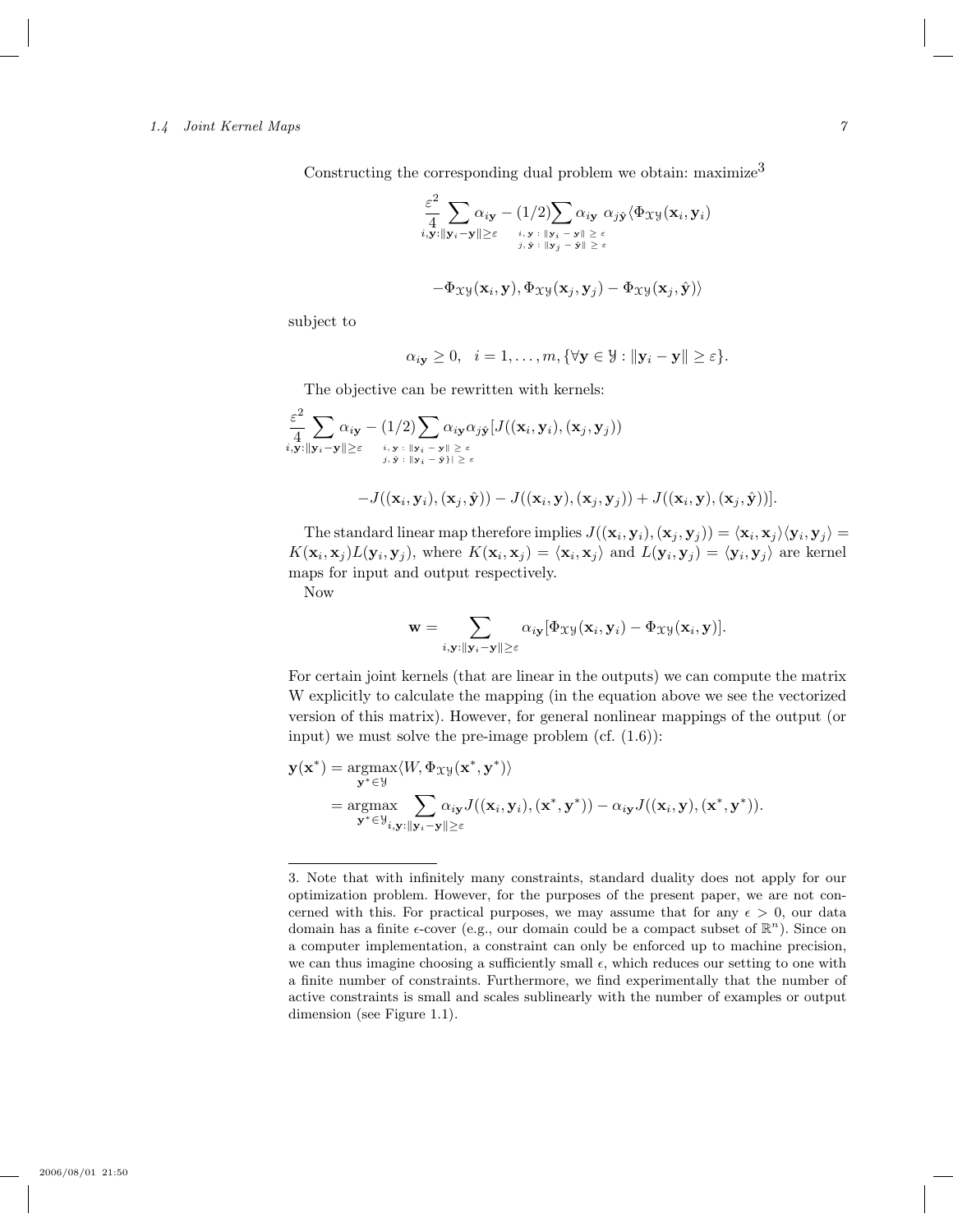Constructing the corresponding dual problem we obtain: maximize[3]

$$
\frac{\varepsilon^2}{4} \sum_{i,\mathbf{y}:\|\mathbf{y}_i - \mathbf{y}\| \geq \varepsilon} \alpha_{i\mathbf{y}} - (1/2) \sum_{\substack{i,\,\mathbf{y}\,:\,\|\mathbf{y}_i - \mathbf{y}\| \geq \varepsilon \\ j,\,\hat{\mathbf{y}}\,:\,\|\mathbf{y}_j - \hat{\mathbf{y}}\| \geq \varepsilon}} \alpha_{i\mathbf{y}} \, \alpha_{j\hat{\mathbf{y}}} \langle \Phi_{\mathcal{X}\mathcal{Y}}(\mathbf{x}_i, \mathbf{y}_i)
$$

$$
- \Phi_{\mathcal{X}\mathcal{Y}}(\mathbf{x}_i, \mathbf{y}), \Phi_{\mathcal{X}\mathcal{Y}}(\mathbf{x}_j, \mathbf{y}_j) - \Phi_{\mathcal{X}\mathcal{Y}}(\mathbf{x}_j, \hat{\mathbf{y}}) \rangle
$$

subject to

$$
\alpha_{i\mathbf{y}} \geq 0, \quad i = 1, \ldots, m, \{\forall \mathbf{y} \in \mathcal{Y} : \|\mathbf{y}_i - \mathbf{y}\| \geq \varepsilon\}.
$$

The objective can be rewritten with kernels:

$$
\frac{\varepsilon^2}{4} \sum_{i,\mathbf{y}:\|\mathbf{y}_i - \mathbf{y}\| \geq \varepsilon} \alpha_{i\mathbf{y}} - (1/2) \sum_{\substack{i,\,\mathbf{y}\,:\,\|\mathbf{y}_i - \mathbf{y}\| \geq \varepsilon \\ j,\,\hat{\mathbf{y}}\,:\,\|\mathbf{y}_i - \hat{\mathbf{y}}\}| \geq \varepsilon}} \alpha_{i\mathbf{y}} \alpha_{j\hat{\mathbf{y}}} [J((\mathbf{x}_i, \mathbf{y}_i), (\mathbf{x}_j, \mathbf{y}_j))
$$

$$
- J((\mathbf{x}_i, \mathbf{y}_i), (\mathbf{x}_j, \hat{\mathbf{y}})) - J((\mathbf{x}_i, \mathbf{y}), (\mathbf{x}_j, \mathbf{y}_j)) + J((\mathbf{x}_i, \mathbf{y}), (\mathbf{x}_j, \hat{\mathbf{y}}))].
$$

The standard linear map therefore implies $J((\mathbf{x}_i, \mathbf{y}_i), (\mathbf{x}_j, \mathbf{y}_j)) = \langle \mathbf{x}_i, \mathbf{x}_j \rangle \langle \mathbf{y}_i, \mathbf{y}_j \rangle = K(\mathbf{x}_i, \mathbf{x}_j) L(\mathbf{y}_i, \mathbf{y}_j)$, where $K(\mathbf{x}_i, \mathbf{x}_j) = \langle \mathbf{x}_i, \mathbf{x}_j \rangle$ and $L(\mathbf{y}_i, \mathbf{y}_j) = \langle \mathbf{y}_i, \mathbf{y}_j \rangle$ are kernel maps for input and output respectively.

Now

$$
\mathbf{w} = \sum_{i,\mathbf{y}:\|\mathbf{y}_i - \mathbf{y}\| \geq \varepsilon} \alpha_{i\mathbf{y}} [\Phi_{\mathcal{X}\mathcal{Y}}(\mathbf{x}_i, \mathbf{y}_i) - \Phi_{\mathcal{X}\mathcal{Y}}(\mathbf{x}_i, \mathbf{y})].
$$

For certain joint kernels (that are linear in the outputs) we can compute the matrix W explicitly to calculate the mapping (in the equation above we see the vectorized version of this matrix). However, for general nonlinear mappings of the output (or input) we must solve the pre-image problem (cf. (1.6)):

$$
\begin{aligned}
\mathbf{y}(\mathbf{x}^*) &= \operatorname*{argmax}_{\mathbf{y}^* \in \mathcal{Y}} \langle W, \Phi_{\mathcal{X}\mathcal{Y}}(\mathbf{x}^*, \mathbf{y}^*) \rangle \\
&= \operatorname*{argmax}_{\mathbf{y}^* \in \mathcal{Y}} \sum_{i,\mathbf{y}:\|\mathbf{y}_i - \mathbf{y}\| \geq \varepsilon} \alpha_{i\mathbf{y}} J((\mathbf{x}_i, \mathbf{y}_i), (\mathbf{x}^*, \mathbf{y}^*)) - \alpha_{i\mathbf{y}} J((\mathbf{x}_i, \mathbf{y}), (\mathbf{x}^*, \mathbf{y}^*)).
\end{aligned}
$$

---

3. Note that with infinitely many constraints, standard duality does not apply for our optimization problem. However, for the purposes of the present paper, we are not concerned with this. For practical purposes, we may assume that for any $\epsilon > 0$, our data domain has a finite $\epsilon$-cover (e.g., our domain could be a compact subset of $\mathbb{R}^n$). Since on a computer implementation, a constraint can only be enforced up to machine precision, we can thus imagine choosing a sufficiently small $\epsilon$, which reduces our setting to one with a finite number of constraints. Furthermore, we find experimentally that the number of active constraints is small and scales sublinearly with the number of examples or output dimension (see Figure 1.1).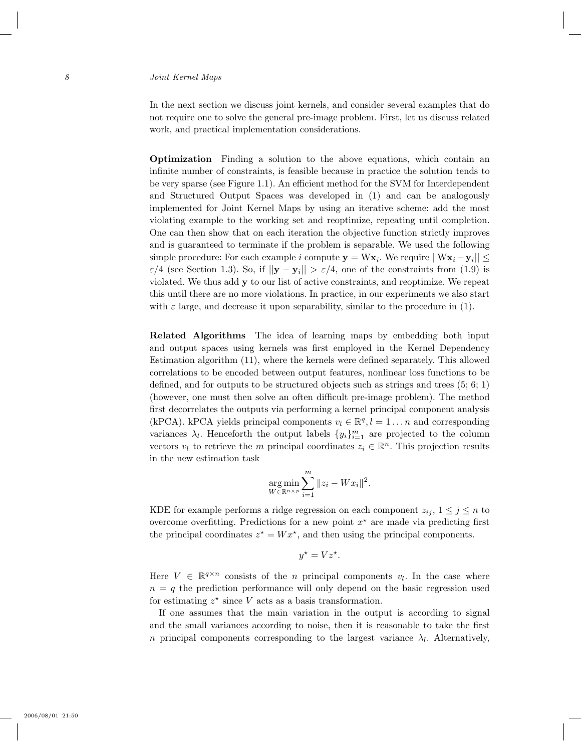In the next section we discuss joint kernels, and consider several examples that do not require one to solve the general pre-image problem. First, let us discuss related work, and practical implementation considerations.

**Optimization** Finding a solution to the above equations, which contain an infinite number of constraints, is feasible because in practice the solution tends to be very sparse (see Figure 1.1). An efficient method for the SVM for Interdependent and Structured Output Spaces was developed in (1) and can be analogously implemented for Joint Kernel Maps by using an iterative scheme: add the most violating example to the working set and reoptimize, repeating until completion. One can then show that on each iteration the objective function strictly improves and is guaranteed to terminate if the problem is separable. We used the following simple procedure: For each example $i$ compute $\mathbf{y} = \mathrm{W}\mathbf{x}_i$. We require $||\mathrm{W}\mathbf{x}_i - \mathbf{y}_i|| \leq \varepsilon/4$ (see Section 1.3). So, if $||\mathbf{y} - \mathbf{y}_i|| > \varepsilon/4$, one of the constraints from (1.9) is violated. We thus add $\mathbf{y}$ to our list of active constraints, and reoptimize. We repeat this until there are no more violations. In practice, in our experiments we also start with $\varepsilon$ large, and decrease it upon separability, similar to the procedure in (1).

**Related Algorithms** The idea of learning maps by embedding both input and output spaces using kernels was first employed in the Kernel Dependency Estimation algorithm (11), where the kernels were defined separately. This allowed correlations to be encoded between output features, nonlinear loss functions to be defined, and for outputs to be structured objects such as strings and trees (5; 6; 1) (however, one must then solve an often difficult pre-image problem). The method first decorrelates the outputs via performing a kernel principal component analysis (kPCA). kPCA yields principal components $v_l \in \mathbb{R}^q, l = 1 \ldots n$ and corresponding variances $\lambda_l$. Henceforth the output labels $\{y_i\}_{i=1}^m$ are projected to the column vectors $v_l$ to retrieve the $m$ principal coordinates $z_i \in \mathbb{R}^n$. This projection results in the new estimation task

$$\operatorname*{arg\,min}_{W \in \mathbb{R}^{n \times p}} \sum_{i=1}^{m} \|z_i - W x_i\|^2.$$

KDE for example performs a ridge regression on each component $z_{ij}$, $1 \leq j \leq n$ to overcome overfitting. Predictions for a new point $x^\star$ are made via predicting first the principal coordinates $z^\star = W x^\star$, and then using the principal components.

$$y^\star = V z^\star.$$

Here $V \in \mathbb{R}^{q \times n}$ consists of the $n$ principal components $v_l$. In the case where $n = q$ the prediction performance will only depend on the basic regression used for estimating $z^\star$ since $V$ acts as a basis transformation.

If one assumes that the main variation in the output is according to signal and the small variances according to noise, then it is reasonable to take the first $n$ principal components corresponding to the largest variance $\lambda_l$. Alternatively,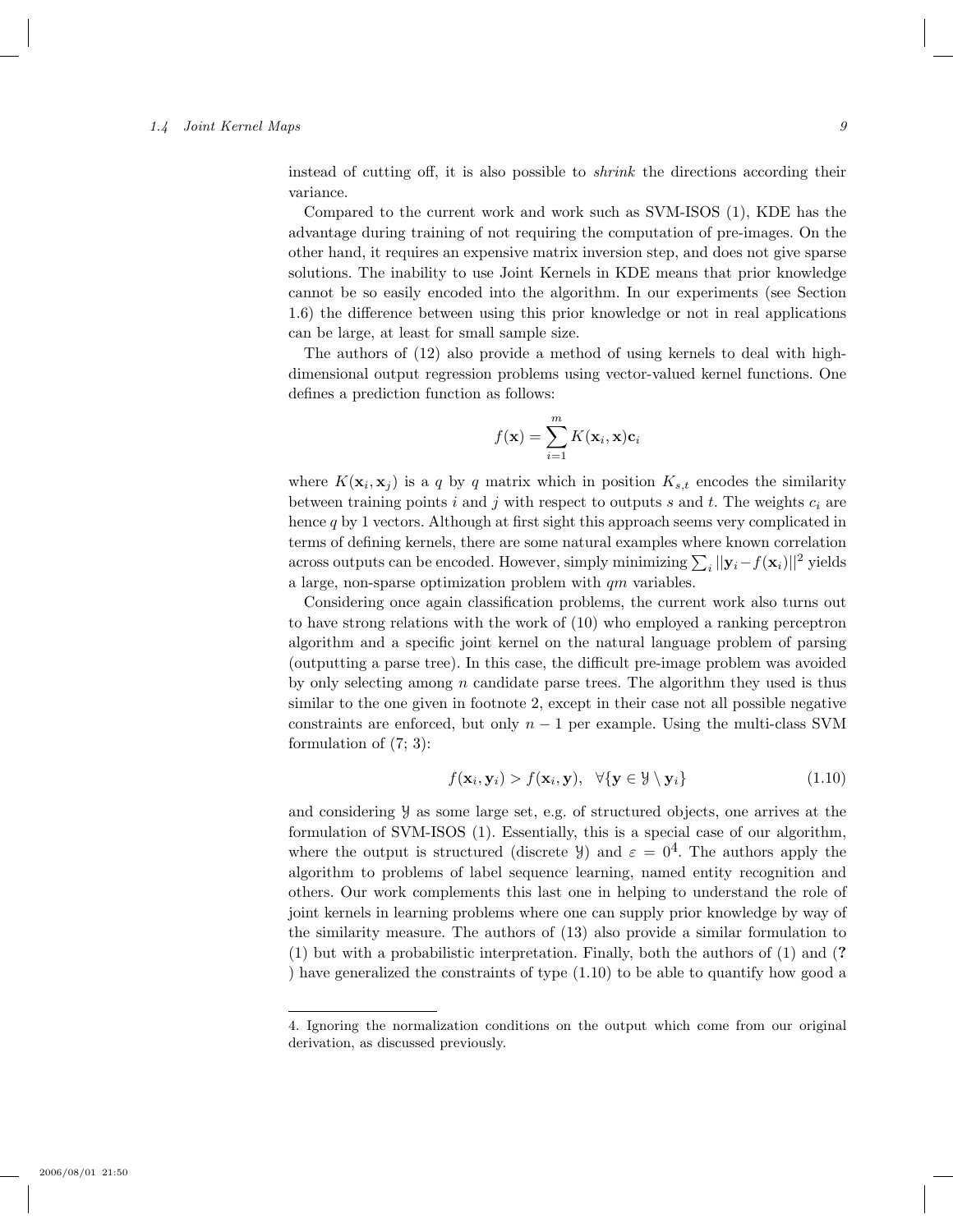instead of cutting off, it is also possible to *shrink* the directions according their variance.

Compared to the current work and work such as SVM-ISOS (1), KDE has the advantage during training of not requiring the computation of pre-images. On the other hand, it requires an expensive matrix inversion step, and does not give sparse solutions. The inability to use Joint Kernels in KDE means that prior knowledge cannot be so easily encoded into the algorithm. In our experiments (see Section 1.6) the difference between using this prior knowledge or not in real applications can be large, at least for small sample size.

The authors of (12) also provide a method of using kernels to deal with high-dimensional output regression problems using vector-valued kernel functions. One defines a prediction function as follows:

$$f(\mathbf{x}) = \sum_{i=1}^{m} K(\mathbf{x}_i, \mathbf{x})\mathbf{c}_i$$

where $K(\mathbf{x}_i, \mathbf{x}_j)$ is a $q$ by $q$ matrix which in position $K_{s,t}$ encodes the similarity between training points $i$ and $j$ with respect to outputs $s$ and $t$. The weights $c_i$ are hence $q$ by 1 vectors. Although at first sight this approach seems very complicated in terms of defining kernels, there are some natural examples where known correlation across outputs can be encoded. However, simply minimizing $\sum_i ||\mathbf{y}_i - f(\mathbf{x}_i)||^2$ yields a large, non-sparse optimization problem with $qm$ variables.

Considering once again classification problems, the current work also turns out to have strong relations with the work of (10) who employed a ranking perceptron algorithm and a specific joint kernel on the natural language problem of parsing (outputting a parse tree). In this case, the difficult pre-image problem was avoided by only selecting among $n$ candidate parse trees. The algorithm they used is thus similar to the one given in footnote 2, except in their case not all possible negative constraints are enforced, but only $n-1$ per example. Using the multi-class SVM formulation of (7; 3):

$$f(\mathbf{x}_i, \mathbf{y}_i) > f(\mathbf{x}_i, \mathbf{y}), \quad \forall \{\mathbf{y} \in \mathcal{Y} \setminus \mathbf{y}_i\} \tag{1.10}$$

and considering $\mathcal{Y}$ as some large set, e.g. of structured objects, one arrives at the formulation of SVM-ISOS (1). Essentially, this is a special case of our algorithm, where the output is structured (discrete $\mathcal{Y}$) and $\varepsilon = 0$[4]. The authors apply the algorithm to problems of label sequence learning, named entity recognition and others. Our work complements this last one in helping to understand the role of joint kernels in learning problems where one can supply prior knowledge by way of the similarity measure. The authors of (13) also provide a similar formulation to (1) but with a probabilistic interpretation. Finally, both the authors of (1) and (**?** ) have generalized the constraints of type (1.10) to be able to quantify how good a

4. Ignoring the normalization conditions on the output which come from our original derivation, as discussed previously.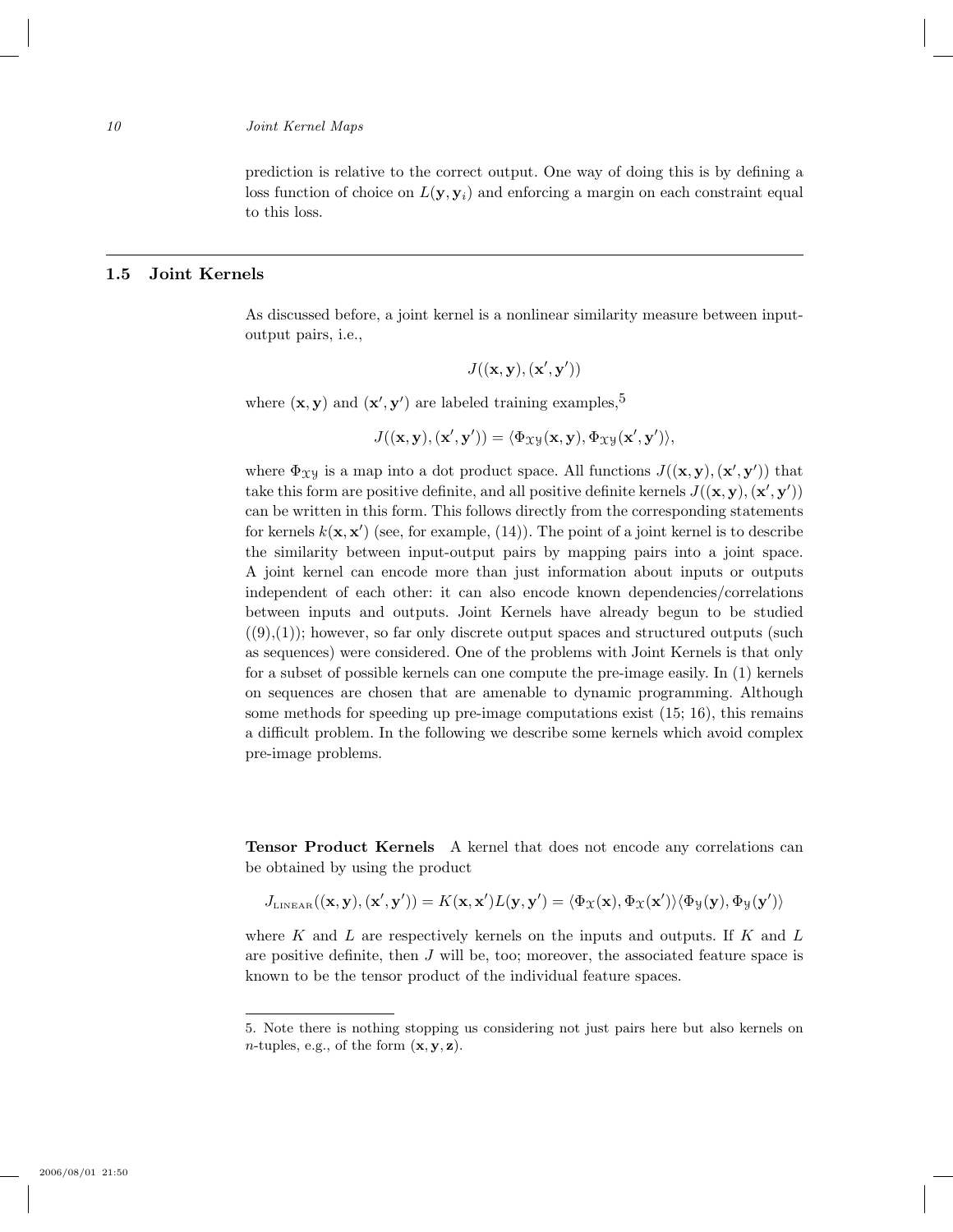prediction is relative to the correct output. One way of doing this is by defining a loss function of choice on $L(\mathbf{y}, \mathbf{y}_i)$ and enforcing a margin on each constraint equal to this loss.

## 1.5 Joint Kernels

As discussed before, a joint kernel is a nonlinear similarity measure between input-output pairs, i.e.,

$$J((\mathbf{x}, \mathbf{y}), (\mathbf{x}', \mathbf{y}'))$$

where $(\mathbf{x}, \mathbf{y})$ and $(\mathbf{x}', \mathbf{y}')$ are labeled training examples,[5]

$$J((\mathbf{x}, \mathbf{y}), (\mathbf{x}', \mathbf{y}')) = \langle \Phi_{\mathcal{X}\mathcal{Y}}(\mathbf{x}, \mathbf{y}), \Phi_{\mathcal{X}\mathcal{Y}}(\mathbf{x}', \mathbf{y}') \rangle,$$

where $\Phi_{\mathcal{X}\mathcal{Y}}$ is a map into a dot product space. All functions $J((\mathbf{x}, \mathbf{y}), (\mathbf{x}', \mathbf{y}'))$ that take this form are positive definite, and all positive definite kernels $J((\mathbf{x}, \mathbf{y}), (\mathbf{x}', \mathbf{y}'))$ can be written in this form. This follows directly from the corresponding statements for kernels $k(\mathbf{x}, \mathbf{x}')$ (see, for example, (14)). The point of a joint kernel is to describe the similarity between input-output pairs by mapping pairs into a joint space. A joint kernel can encode more than just information about inputs or outputs independent of each other: it can also encode known dependencies/correlations between inputs and outputs. Joint Kernels have already begun to be studied ((9),(1)); however, so far only discrete output spaces and structured outputs (such as sequences) were considered. One of the problems with Joint Kernels is that only for a subset of possible kernels can one compute the pre-image easily. In (1) kernels on sequences are chosen that are amenable to dynamic programming. Although some methods for speeding up pre-image computations exist (15; 16), this remains a difficult problem. In the following we describe some kernels which avoid complex pre-image problems.

**Tensor Product Kernels** A kernel that does not encode any correlations can be obtained by using the product

$$J_{\text{LINEAR}}((\mathbf{x}, \mathbf{y}), (\mathbf{x}', \mathbf{y}')) = K(\mathbf{x}, \mathbf{x}')L(\mathbf{y}, \mathbf{y}') = \langle \Phi_{\mathcal{X}}(\mathbf{x}), \Phi_{\mathcal{X}}(\mathbf{x}') \rangle \langle \Phi_{\mathcal{Y}}(\mathbf{y}), \Phi_{\mathcal{Y}}(\mathbf{y}') \rangle$$

where $K$ and $L$ are respectively kernels on the inputs and outputs. If $K$ and $L$ are positive definite, then $J$ will be, too; moreover, the associated feature space is known to be the tensor product of the individual feature spaces.

5. Note there is nothing stopping us considering not just pairs here but also kernels on $n$-tuples, e.g., of the form $(\mathbf{x}, \mathbf{y}, \mathbf{z})$.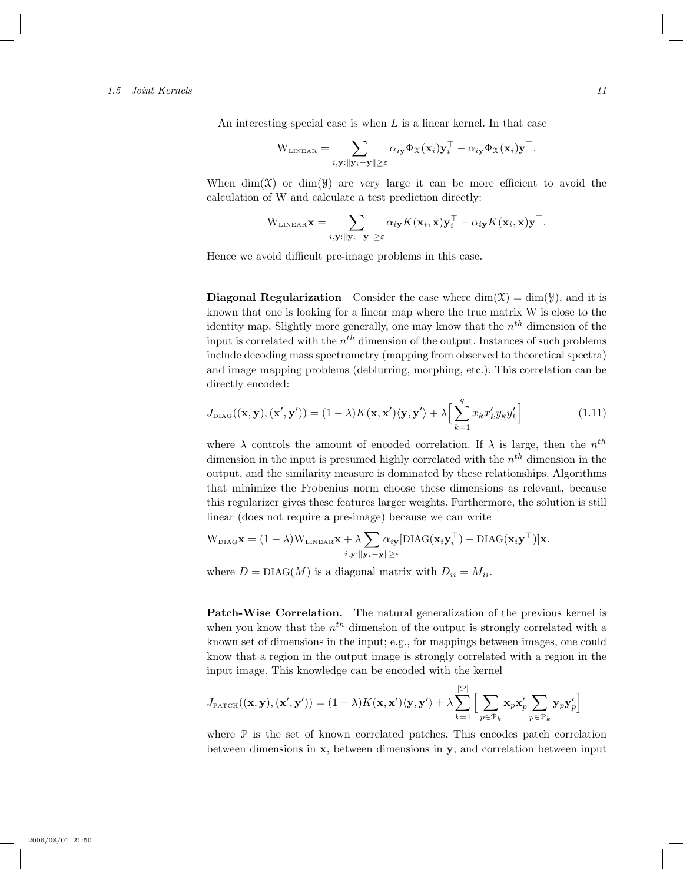An interesting special case is when $L$ is a linear kernel. In that case

$$\mathrm{W}_{\text{LINEAR}} = \sum_{i,\mathbf{y}:\|\mathbf{y}_i - \mathbf{y}\| \geq \varepsilon} \alpha_{i\mathbf{y}} \Phi_{\mathcal{X}}(\mathbf{x}_i)\mathbf{y}_i^{\top} - \alpha_{i\mathbf{y}} \Phi_{\mathcal{X}}(\mathbf{x}_i)\mathbf{y}^{\top}.$$

When $\dim(\mathcal{X})$ or $\dim(\mathcal{Y})$ are very large it can be more efficient to avoid the calculation of W and calculate a test prediction directly:

$$\mathrm{W}_{\text{LINEAR}}\mathbf{x} = \sum_{i,\mathbf{y}:\|\mathbf{y}_i - \mathbf{y}\| \geq \varepsilon} \alpha_{i\mathbf{y}} K(\mathbf{x}_i, \mathbf{x})\mathbf{y}_i^{\top} - \alpha_{i\mathbf{y}} K(\mathbf{x}_i, \mathbf{x})\mathbf{y}^{\top}.$$

Hence we avoid difficult pre-image problems in this case.

**Diagonal Regularization** Consider the case where $\dim(\mathcal{X}) = \dim(\mathcal{Y})$, and it is known that one is looking for a linear map where the true matrix W is close to the identity map. Slightly more generally, one may know that the $n^{th}$ dimension of the input is correlated with the $n^{th}$ dimension of the output. Instances of such problems include decoding mass spectrometry (mapping from observed to theoretical spectra) and image mapping problems (deblurring, morphing, etc.). This correlation can be directly encoded:

$$J_{\text{DIAG}}((\mathbf{x}, \mathbf{y}), (\mathbf{x}', \mathbf{y}')) = (1 - \lambda)K(\mathbf{x}, \mathbf{x}')\langle \mathbf{y}, \mathbf{y}' \rangle + \lambda \Big[ \sum_{k=1}^{q} x_k x'_k y_k y'_k \Big] \tag{1.11}$$

where $\lambda$ controls the amount of encoded correlation. If $\lambda$ is large, then the $n^{th}$ dimension in the input is presumed highly correlated with the $n^{th}$ dimension in the output, and the similarity measure is dominated by these relationships. Algorithms that minimize the Frobenius norm choose these dimensions as relevant, because this regularizer gives these features larger weights. Furthermore, the solution is still linear (does not require a pre-image) because we can write

$$\mathrm{W}_{\text{DIAG}}\mathbf{x} = (1 - \lambda)\mathrm{W}_{\text{LINEAR}}\mathbf{x} + \lambda \sum_{i,\mathbf{y}:\|\mathbf{y}_i - \mathbf{y}\| \geq \varepsilon} \alpha_{i\mathbf{y}} [\mathrm{DIAG}(\mathbf{x}_i \mathbf{y}_i^{\top}) - \mathrm{DIAG}(\mathbf{x}_i \mathbf{y}^{\top})]\mathbf{x}.$$

where $D = \mathrm{DIAG}(M)$ is a diagonal matrix with $D_{ii} = M_{ii}$.

**Patch-Wise Correlation.** The natural generalization of the previous kernel is when you know that the $n^{th}$ dimension of the output is strongly correlated with a known set of dimensions in the input; e.g., for mappings between images, one could know that a region in the output image is strongly correlated with a region in the input image. This knowledge can be encoded with the kernel

$$J_{\text{PATCH}}((\mathbf{x}, \mathbf{y}), (\mathbf{x}', \mathbf{y}')) = (1 - \lambda)K(\mathbf{x}, \mathbf{x}')\langle \mathbf{y}, \mathbf{y}' \rangle + \lambda \sum_{k=1}^{|\mathcal{P}|} \Big[ \sum_{p \in \mathcal{P}_k} \mathbf{x}_p \mathbf{x}'_p \sum_{p \in \mathcal{P}_k} \mathbf{y}_p \mathbf{y}'_p \Big]$$

where $\mathcal{P}$ is the set of known correlated patches. This encodes patch correlation between dimensions in $\mathbf{x}$, between dimensions in $\mathbf{y}$, and correlation between input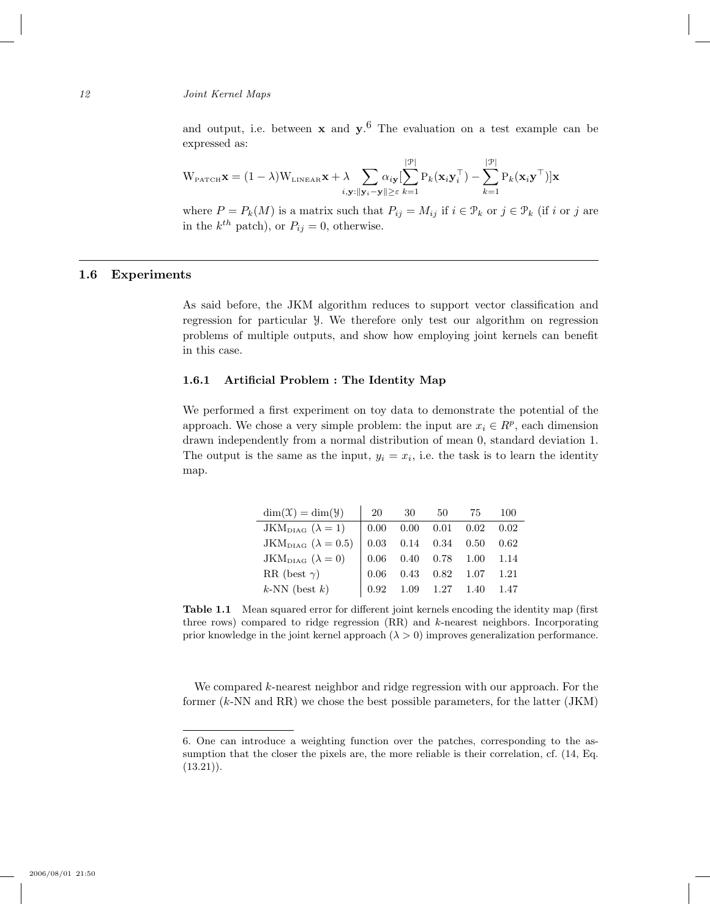and output, i.e. between $\mathbf{x}$ and $\mathbf{y}$.[6] The evaluation on a test example can be expressed as:

$$\mathrm{W}_{\text{PATCH}}\mathbf{x} = (1-\lambda)\mathrm{W}_{\text{LINEAR}}\mathbf{x} + \lambda \sum_{i,\mathbf{y}:\|\mathbf{y}_i - \mathbf{y}\| \geq \varepsilon} \alpha_{i\mathbf{y}} [\sum_{k=1}^{|\mathcal{P}|} \mathrm{P}_k(\mathbf{x}_i \mathbf{y}_i^\top) - \sum_{k=1}^{|\mathcal{P}|} \mathrm{P}_k(\mathbf{x}_i \mathbf{y}^\top)]\mathbf{x}$$

where $P = P_k(M)$ is a matrix such that $P_{ij} = M_{ij}$ if $i \in \mathcal{P}_k$ or $j \in \mathcal{P}_k$ (if $i$ or $j$ are in the $k^{th}$ patch), or $P_{ij} = 0$, otherwise.

## 1.6 Experiments

As said before, the JKM algorithm reduces to support vector classification and regression for particular $\mathcal{Y}$. We therefore only test our algorithm on regression problems of multiple outputs, and show how employing joint kernels can benefit in this case.

### 1.6.1 Artificial Problem : The Identity Map

We performed a first experiment on toy data to demonstrate the potential of the approach. We chose a very simple problem: the input are $x_i \in R^p$, each dimension drawn independently from a normal distribution of mean 0, standard deviation 1. The output is the same as the input, $y_i = x_i$, i.e. the task is to learn the identity map.

| $\dim(\mathcal{X}) = \dim(\mathcal{Y})$ | 20 | 30 | 50 | 75 | 100 |
|---|---|---|---|---|---|
| $\text{JKM}_{\text{DIAG}}$ ($\lambda = 1$) | 0.00 | 0.00 | 0.01 | 0.02 | 0.02 |
| $\text{JKM}_{\text{DIAG}}$ ($\lambda = 0.5$) | 0.03 | 0.14 | 0.34 | 0.50 | 0.62 |
| $\text{JKM}_{\text{DIAG}}$ ($\lambda = 0$) | 0.06 | 0.40 | 0.78 | 1.00 | 1.14 |
| RR (best $\gamma$) | 0.06 | 0.43 | 0.82 | 1.07 | 1.21 |
| $k$-NN (best $k$) | 0.92 | 1.09 | 1.27 | 1.40 | 1.47 |

**Table 1.1** Mean squared error for different joint kernels encoding the identity map (first three rows) compared to ridge regression (RR) and $k$-nearest neighbors. Incorporating prior knowledge in the joint kernel approach ($\lambda > 0$) improves generalization performance.

We compared $k$-nearest neighbor and ridge regression with our approach. For the former ($k$-NN and RR) we chose the best possible parameters, for the latter (JKM)

6. One can introduce a weighting function over the patches, corresponding to the assumption that the closer the pixels are, the more reliable is their correlation, cf. (14, Eq. (13.21)).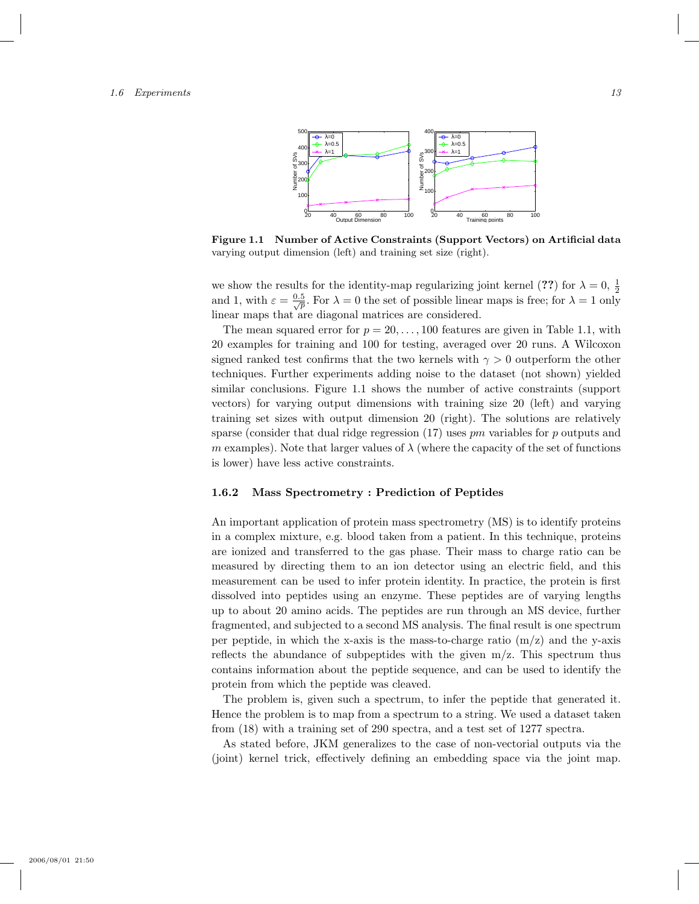500
400
300
200
100
0
Number of SVs
20 40 60 80 100
Output Dimension
λ=0
λ=0.5
λ=1

400
300
200
100
0
Number of SVs
20 40 60 80 100
Training points
λ=0
λ=0.5
λ=1

**Figure 1.1 Number of Active Constraints (Support Vectors) on Artificial data** varying output dimension (left) and training set size (right).

we show the results for the identity-map regularizing joint kernel (**??**) for $\lambda = 0$, $\frac{1}{2}$ and 1, with $\varepsilon = \frac{0.5}{\sqrt{p}}$. For $\lambda = 0$ the set of possible linear maps is free; for $\lambda = 1$ only linear maps that are diagonal matrices are considered.

The mean squared error for $p = 20, \ldots, 100$ features are given in Table 1.1, with 20 examples for training and 100 for testing, averaged over 20 runs. A Wilcoxon signed ranked test confirms that the two kernels with $\gamma > 0$ outperform the other techniques. Further experiments adding noise to the dataset (not shown) yielded similar conclusions. Figure 1.1 shows the number of active constraints (support vectors) for varying output dimensions with training size 20 (left) and varying training set sizes with output dimension 20 (right). The solutions are relatively sparse (consider that dual ridge regression (17) uses $pm$ variables for $p$ outputs and $m$ examples). Note that larger values of $\lambda$ (where the capacity of the set of functions is lower) have less active constraints.

### 1.6.2 Mass Spectrometry : Prediction of Peptides

An important application of protein mass spectrometry (MS) is to identify proteins in a complex mixture, e.g. blood taken from a patient. In this technique, proteins are ionized and transferred to the gas phase. Their mass to charge ratio can be measured by directing them to an ion detector using an electric field, and this measurement can be used to infer protein identity. In practice, the protein is first dissolved into peptides using an enzyme. These peptides are of varying lengths up to about 20 amino acids. The peptides are run through an MS device, further fragmented, and subjected to a second MS analysis. The final result is one spectrum per peptide, in which the x-axis is the mass-to-charge ratio (m/z) and the y-axis reflects the abundance of subpeptides with the given m/z. This spectrum thus contains information about the peptide sequence, and can be used to identify the protein from which the peptide was cleaved.

The problem is, given such a spectrum, to infer the peptide that generated it. Hence the problem is to map from a spectrum to a string. We used a dataset taken from (18) with a training set of 290 spectra, and a test set of 1277 spectra.

As stated before, JKM generalizes to the case of non-vectorial outputs via the (joint) kernel trick, effectively defining an embedding space via the joint map.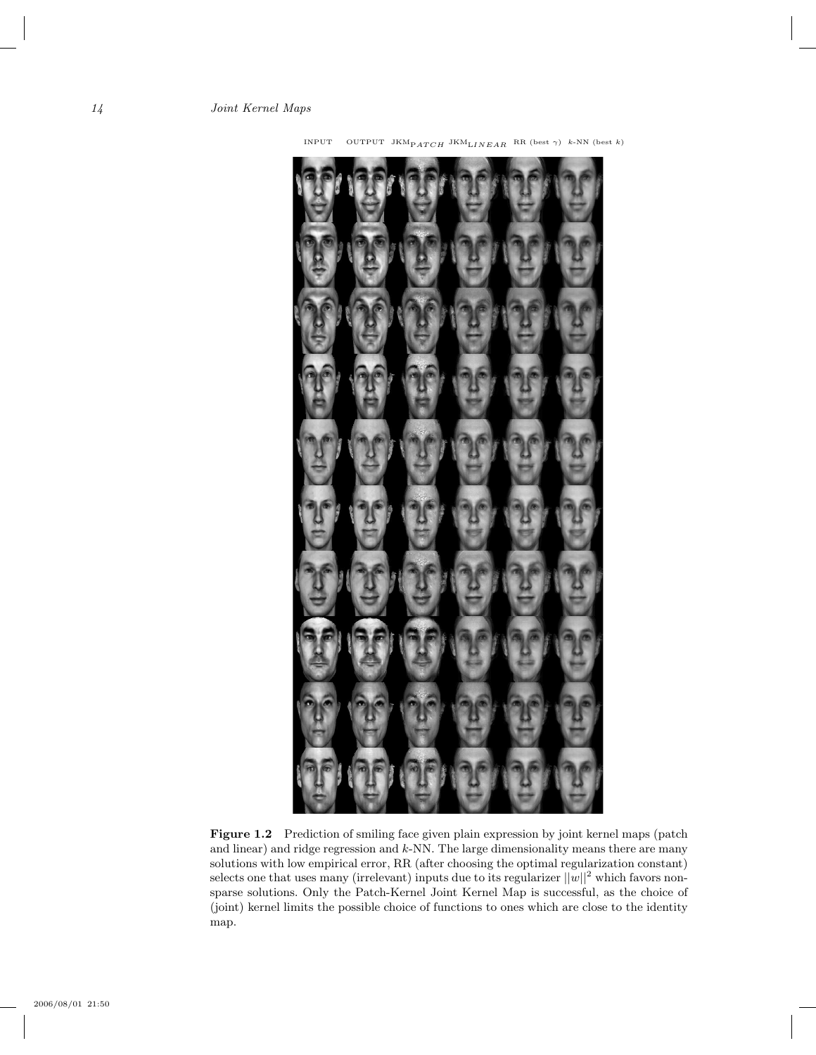INPUT OUTPUT $\text{JKM}_{PATCH}$ $\text{JKM}_{LINEAR}$ RR (best $\gamma$) $k$-NN (best $k$)

**Figure 1.2** Prediction of smiling face given plain expression by joint kernel maps (patch and linear) and ridge regression and $k$-NN. The large dimensionality means there are many solutions with low empirical error, RR (after choosing the optimal regularization constant) selects one that uses many (irrelevant) inputs due to its regularizer $||w||^2$ which favors non-sparse solutions. Only the Patch-Kernel Joint Kernel Map is successful, as the choice of (joint) kernel limits the possible choice of functions to ones which are close to the identity map.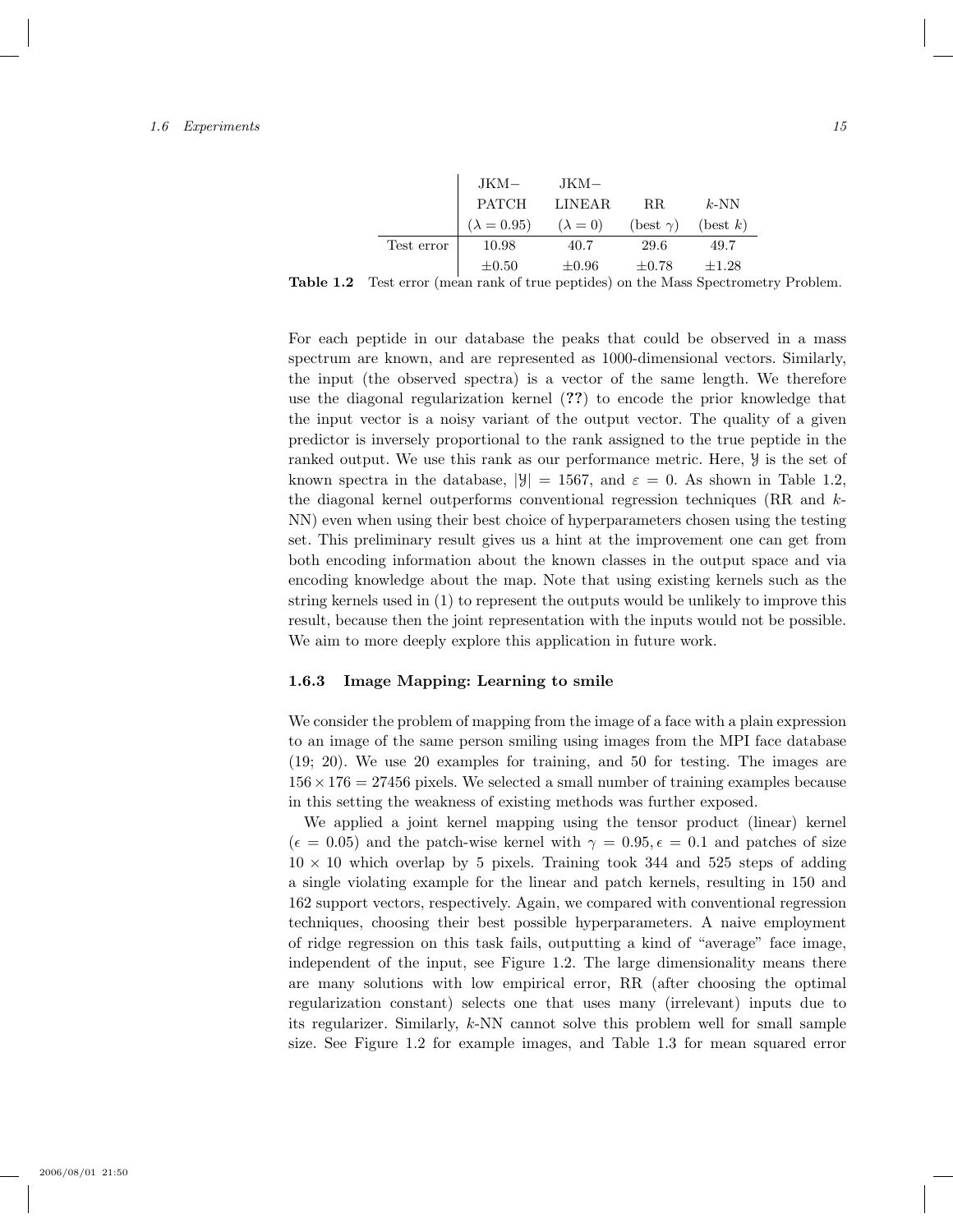| | JKM− PATCH ($\lambda = 0.95$) | JKM− LINEAR ($\lambda = 0$) | RR (best $\gamma$) | $k$-NN (best $k$) |
|---|---|---|---|---|
| Test error | 10.98 $\pm$0.50 | 40.7 $\pm$0.96 | 29.6 $\pm$0.78 | 49.7 $\pm$1.28 |

**Table 1.2** Test error (mean rank of true peptides) on the Mass Spectrometry Problem.

For each peptide in our database the peaks that could be observed in a mass spectrum are known, and are represented as 1000-dimensional vectors. Similarly, the input (the observed spectra) is a vector of the same length. We therefore use the diagonal regularization kernel (**??**) to encode the prior knowledge that the input vector is a noisy variant of the output vector. The quality of a given predictor is inversely proportional to the rank assigned to the true peptide in the ranked output. We use this rank as our performance metric. Here, $\mathcal{Y}$ is the set of known spectra in the database, $|\mathcal{Y}| = 1567$, and $\varepsilon = 0$. As shown in Table 1.2, the diagonal kernel outperforms conventional regression techniques (RR and $k$-NN) even when using their best choice of hyperparameters chosen using the testing set. This preliminary result gives us a hint at the improvement one can get from both encoding information about the known classes in the output space and via encoding knowledge about the map. Note that using existing kernels such as the string kernels used in (1) to represent the outputs would be unlikely to improve this result, because then the joint representation with the inputs would not be possible. We aim to more deeply explore this application in future work.

### 1.6.3 Image Mapping: Learning to smile

We consider the problem of mapping from the image of a face with a plain expression to an image of the same person smiling using images from the MPI face database (19; 20). We use 20 examples for training, and 50 for testing. The images are $156 \times 176 = 27456$ pixels. We selected a small number of training examples because in this setting the weakness of existing methods was further exposed.

We applied a joint kernel mapping using the tensor product (linear) kernel ($\epsilon = 0.05$) and the patch-wise kernel with $\gamma = 0.95, \epsilon = 0.1$ and patches of size $10 \times 10$ which overlap by 5 pixels. Training took 344 and 525 steps of adding a single violating example for the linear and patch kernels, resulting in 150 and 162 support vectors, respectively. Again, we compared with conventional regression techniques, choosing their best possible hyperparameters. A naive employment of ridge regression on this task fails, outputting a kind of "average" face image, independent of the input, see Figure 1.2. The large dimensionality means there are many solutions with low empirical error, RR (after choosing the optimal regularization constant) selects one that uses many (irrelevant) inputs due to its regularizer. Similarly, $k$-NN cannot solve this problem well for small sample size. See Figure 1.2 for example images, and Table 1.3 for mean squared error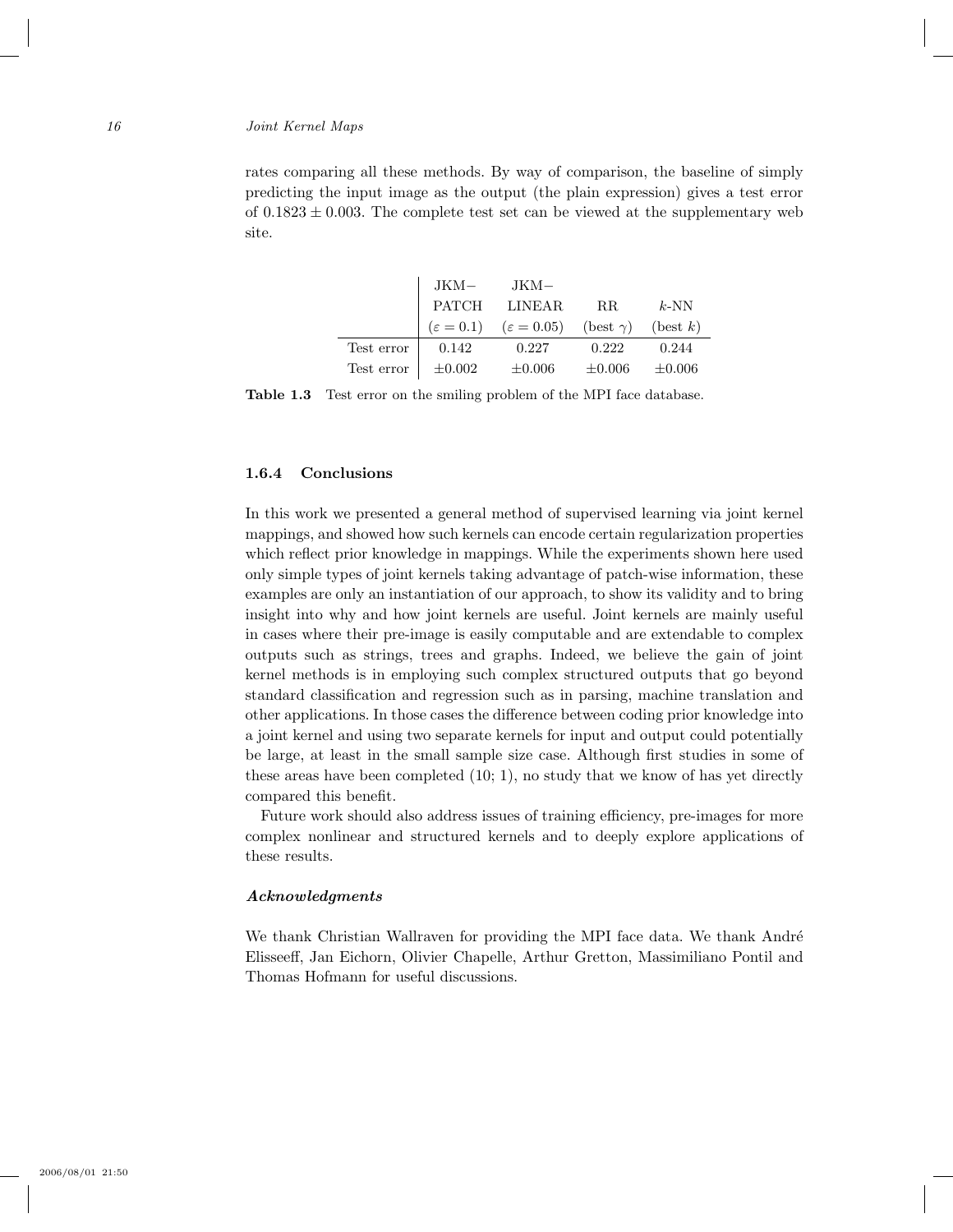rates comparing all these methods. By way of comparison, the baseline of simply predicting the input image as the output (the plain expression) gives a test error of $0.1823 \pm 0.003$. The complete test set can be viewed at the supplementary web site.

| | JKM− PATCH ($\varepsilon = 0.1$) | JKM− LINEAR ($\varepsilon = 0.05$) | RR (best $\gamma$) | $k$-NN (best $k$) |
|---|---|---|---|---|
| Test error | 0.142 | 0.227 | 0.222 | 0.244 |
| Test error | $\pm 0.002$ | $\pm 0.006$ | $\pm 0.006$ | $\pm 0.006$ |

**Table 1.3** Test error on the smiling problem of the MPI face database.

### 1.6.4 Conclusions

In this work we presented a general method of supervised learning via joint kernel mappings, and showed how such kernels can encode certain regularization properties which reflect prior knowledge in mappings. While the experiments shown here used only simple types of joint kernels taking advantage of patch-wise information, these examples are only an instantiation of our approach, to show its validity and to bring insight into why and how joint kernels are useful. Joint kernels are mainly useful in cases where their pre-image is easily computable and are extendable to complex outputs such as strings, trees and graphs. Indeed, we believe the gain of joint kernel methods is in employing such complex structured outputs that go beyond standard classification and regression such as in parsing, machine translation and other applications. In those cases the difference between coding prior knowledge into a joint kernel and using two separate kernels for input and output could potentially be large, at least in the small sample size case. Although first studies in some of these areas have been completed (10; 1), no study that we know of has yet directly compared this benefit.

Future work should also address issues of training efficiency, pre-images for more complex nonlinear and structured kernels and to deeply explore applications of these results.

#### *Acknowledgments*

We thank Christian Wallraven for providing the MPI face data. We thank André Elisseeff, Jan Eichorn, Olivier Chapelle, Arthur Gretton, Massimiliano Pontil and Thomas Hofmann for useful discussions.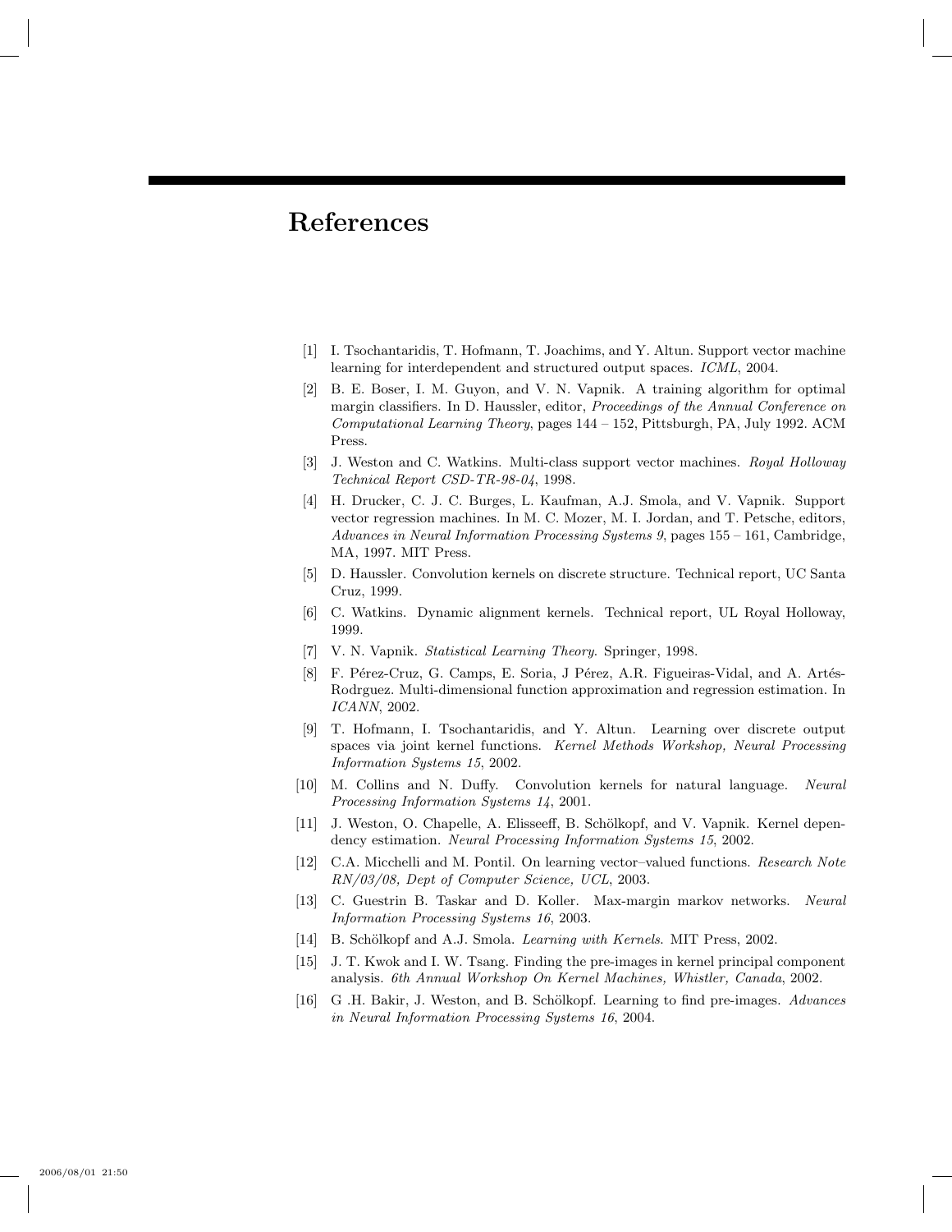# References

[1] I. Tsochantaridis, T. Hofmann, T. Joachims, and Y. Altun. Support vector machine learning for interdependent and structured output spaces. *ICML*, 2004.

[2] B. E. Boser, I. M. Guyon, and V. N. Vapnik. A training algorithm for optimal margin classifiers. In D. Haussler, editor, *Proceedings of the Annual Conference on Computational Learning Theory*, pages 144 – 152, Pittsburgh, PA, July 1992. ACM Press.

[3] J. Weston and C. Watkins. Multi-class support vector machines. *Royal Holloway Technical Report CSD-TR-98-04*, 1998.

[4] H. Drucker, C. J. C. Burges, L. Kaufman, A.J. Smola, and V. Vapnik. Support vector regression machines. In M. C. Mozer, M. I. Jordan, and T. Petsche, editors, *Advances in Neural Information Processing Systems 9*, pages 155 – 161, Cambridge, MA, 1997. MIT Press.

[5] D. Haussler. Convolution kernels on discrete structure. Technical report, UC Santa Cruz, 1999.

[6] C. Watkins. Dynamic alignment kernels. Technical report, UL Royal Holloway, 1999.

[7] V. N. Vapnik. *Statistical Learning Theory*. Springer, 1998.

[8] F. Pérez-Cruz, G. Camps, E. Soria, J Pérez, A.R. Figueiras-Vidal, and A. Artés-Rodrguez. Multi-dimensional function approximation and regression estimation. In *ICANN*, 2002.

[9] T. Hofmann, I. Tsochantaridis, and Y. Altun. Learning over discrete output spaces via joint kernel functions. *Kernel Methods Workshop, Neural Processing Information Systems 15*, 2002.

[10] M. Collins and N. Duffy. Convolution kernels for natural language. *Neural Processing Information Systems 14*, 2001.

[11] J. Weston, O. Chapelle, A. Elisseeff, B. Schölkopf, and V. Vapnik. Kernel dependency estimation. *Neural Processing Information Systems 15*, 2002.

[12] C.A. Micchelli and M. Pontil. On learning vector–valued functions. *Research Note RN/03/08, Dept of Computer Science, UCL*, 2003.

[13] C. Guestrin B. Taskar and D. Koller. Max-margin markov networks. *Neural Information Processing Systems 16*, 2003.

[14] B. Schölkopf and A.J. Smola. *Learning with Kernels*. MIT Press, 2002.

[15] J. T. Kwok and I. W. Tsang. Finding the pre-images in kernel principal component analysis. *6th Annual Workshop On Kernel Machines, Whistler, Canada*, 2002.

[16] G .H. Bakir, J. Weston, and B. Schölkopf. Learning to find pre-images. *Advances in Neural Information Processing Systems 16*, 2004.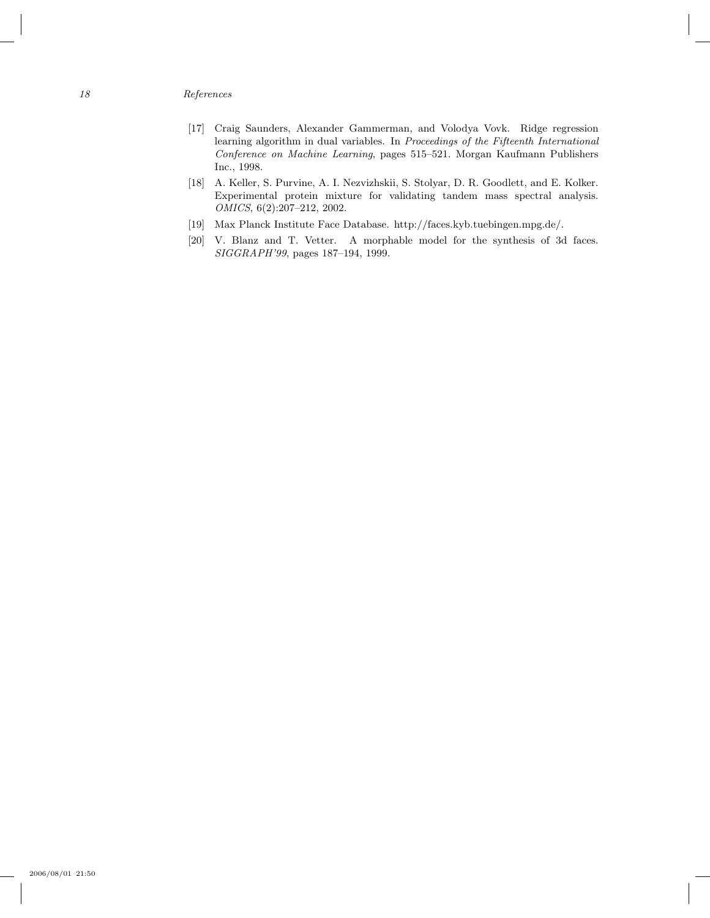[17] Craig Saunders, Alexander Gammerman, and Volodya Vovk. Ridge regression learning algorithm in dual variables. In *Proceedings of the Fifteenth International Conference on Machine Learning*, pages 515–521. Morgan Kaufmann Publishers Inc., 1998.

[18] A. Keller, S. Purvine, A. I. Nezvizhskii, S. Stolyar, D. R. Goodlett, and E. Kolker. Experimental protein mixture for validating tandem mass spectral analysis. *OMICS*, 6(2):207–212, 2002.

[19] Max Planck Institute Face Database. http://faces.kyb.tuebingen.mpg.de/.

[20] V. Blanz and T. Vetter. A morphable model for the synthesis of 3d faces. *SIGGRAPH'99*, pages 187–194, 1999.